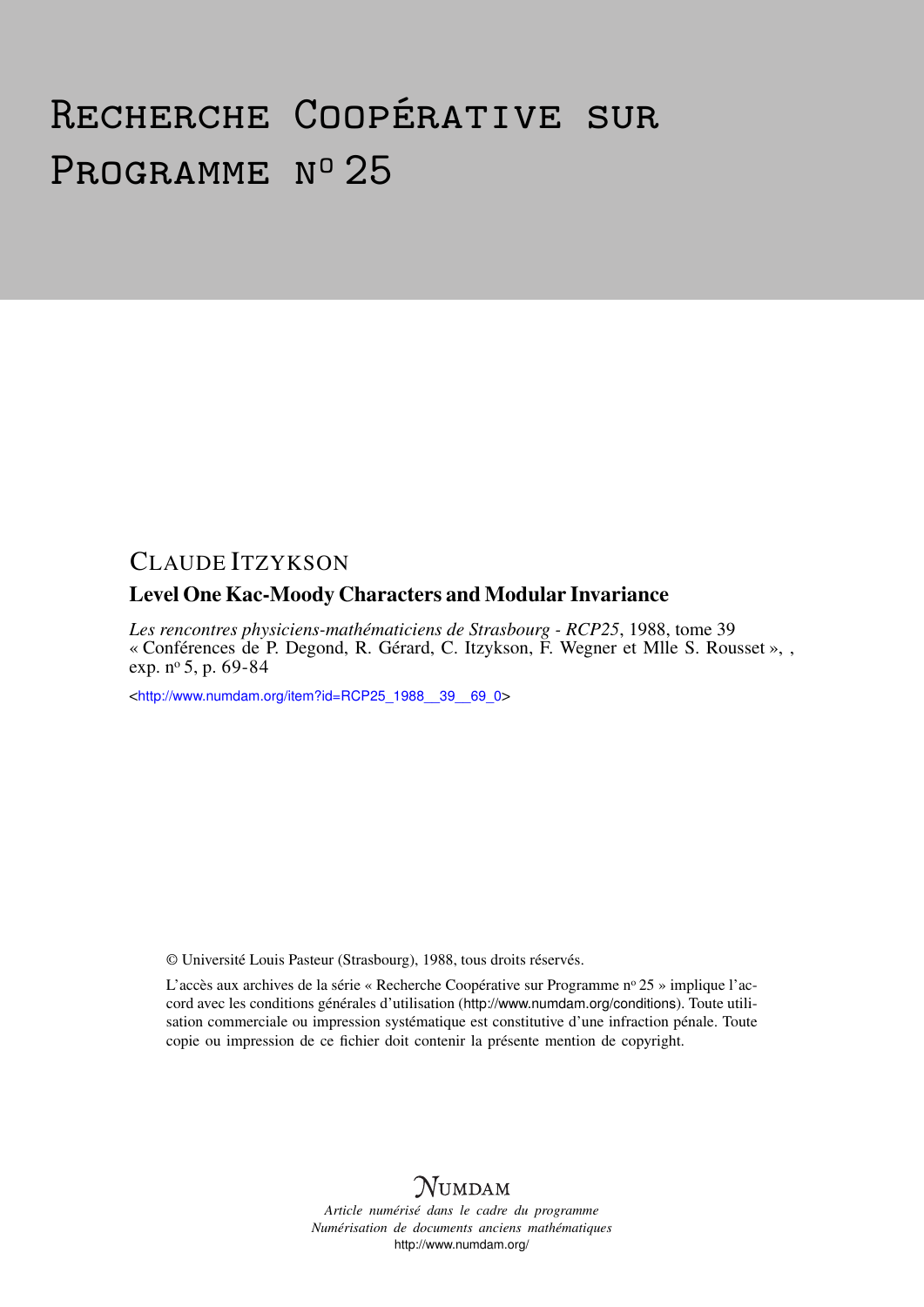# Recherche Coopérative sur Programme nº 25

CLAUDE ITZYKSON

## Level One Kac-Moody Characters and Modular Invariance

*Les rencontres physiciens-mathématiciens de Strasbourg - RCP25*, 1988, tome 39 « Conférences de P. Degond, R. Gérard, C. Itzykson, F. Wegner et Mlle S. Rousset », , exp. nº 5, p. 69-84

<http://www.numdam.org/item?id=RCP25_1988__39__69_0>

© Université Louis Pasteur (Strasbourg), 1988, tous droits réservés.

L'accès aux archives de la série « Recherche Coopérative sur Programme nº 25 » implique l'accord avec les conditions générales d'utilisation (http://www.numdam.org/conditions). Toute utilisation commerciale ou impression systématique est constitutive d'une infraction pénale. Toute copie ou impression de ce fichier doit contenir la présente mention de copyright.

$\mathcal{N}$UMDAM

*Article numérisé dans le cadre du programme Numérisation de documents anciens mathématiques*
http://www.numdam.org/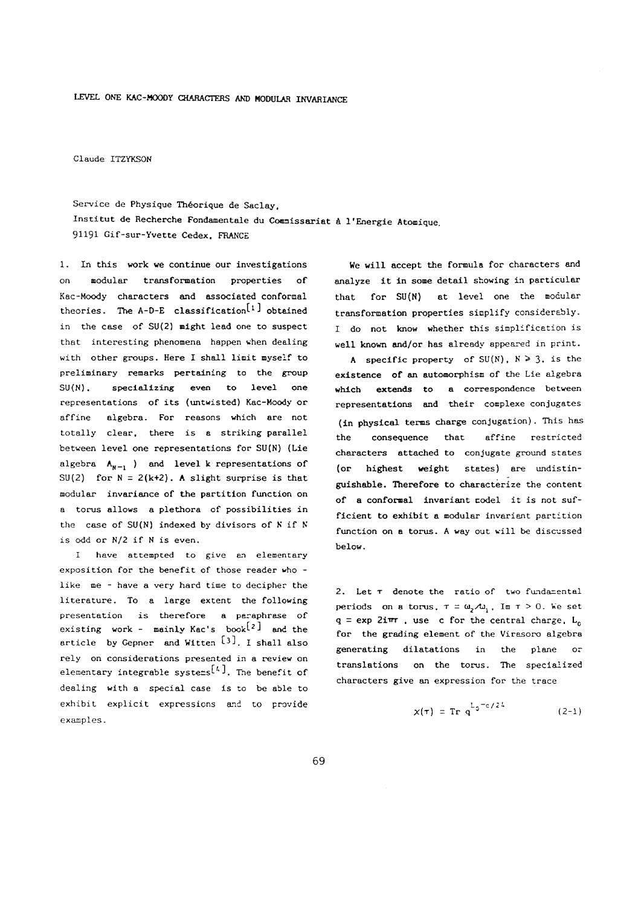# LEVEL ONE KAC-MOODY CHARACTERS AND MODULAR INVARIANCE

Claude ITZYKSON

Service de Physique Théorique de Saclay,
Institut de Recherche Fondamentale du Commissariat à l'Energie Atomique.
91191 Gif-sur-Yvette Cedex. FRANCE

1. In this work we continue our investigations on modular transformation properties of Kac-Moody characters and associated conformal theories. The A-D-E classification[1] obtained in the case of SU(2) might lead one to suspect that interesting phenomena happen when dealing with other groups. Here I shall limit myself to preliminary remarks pertaining to the group SU(N), specializing even to level one representations of its (untwisted) Kac-Moody or affine algebra. For reasons which are not totally clear, there is a striking parallel between level one representations for SU(N) (Lie algebra $A_{N-1}$ ) and level k representations of SU(2) for $N = 2(k+2)$. A slight surprise is that modular invariance of the partition function on a torus allows a plethora of possibilities in the case of SU(N) indexed by divisors of N if N is odd or N/2 if N is even.

I have attempted to give an elementary exposition for the benefit of those reader who - like me - have a very hard time to decipher the literature. To a large extent the following presentation is therefore a paraphrase of existing work - mainly Kac's book[2] and the article by Gepner and Witten [3]. I shall also rely on considerations presented in a review on elementary integrable systems[4]. The benefit of dealing with a special case is to be able to exhibit explicit expressions and to provide examples.

We will accept the formula for characters and analyze it in some detail showing in particular that for SU(N) at level one the modular transformation properties simplify considerably. I do not know whether this simplification is well known and/or has already appeared in print.

A specific property of SU(N), $N \geqslant 3$, is the existence of an automorphism of the Lie algebra which extends to a correspondence between representations and their complexe conjugates (in physical terms charge conjugation). This has the consequence that affine restricted characters attached to conjugate ground states (or highest weight states) are undistinguishable. Therefore to characterize the content of a conformal invariant model it is not sufficient to exhibit a modular invariant partition function on a torus. A way out will be discussed below.

2. Let $\tau$ denote the ratio of two fundamental periods on a torus, $\tau = \omega_2/\omega_1$, $\mathrm{Im}\ \tau > 0$. We set $q = \exp 2i\pi\tau$ , use c for the central charge, $L_0$ for the grading element of the Virasoro algebra generating dilatations in the plane or translations on the torus. The specialized characters give an expression for the trace

$$\chi(\tau) = \mathrm{Tr}\ q^{L_0 - c/24} \tag{2-1}$$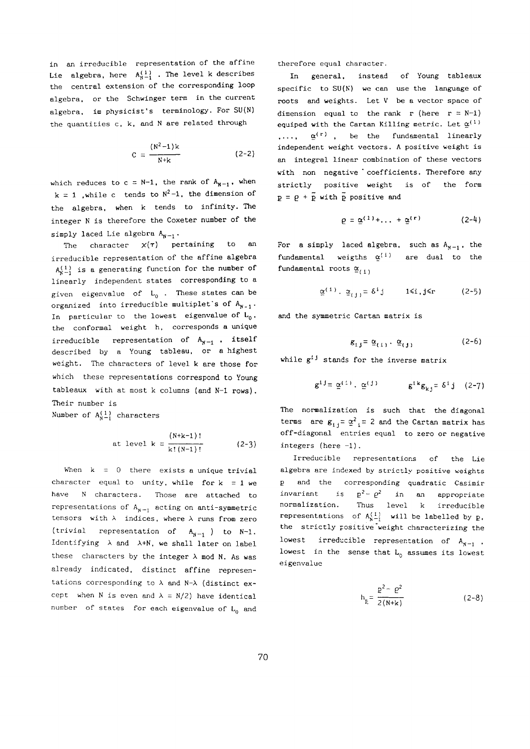in an irreducible representation of the affine Lie algebra, here $A_{N-1}^{(1)}$. The level k describes the central extension of the corresponding loop algebra, or the Schwinger term in the current algebra, im physicist's terminology. For SU(N) the quantities c, k, and N are related through

$$c = \frac{(N^2-1)k}{N+k} \tag{2-2}$$

which reduces to c = N-1, the rank of $A_{N-1}$, when k = 1 ,while c tends to $N^2-1$, the dimension of the algebra, when k tends to infinity. The integer N is therefore the Coxeter number of the simply laced Lie algebra $A_{N-1}$.

The character $\chi(\tau)$ pertaining to an irreducible representation of the affine algebra $A_{N-1}^{(1)}$ is a generating function for the number of linearly independent states corresponding to a given eigenvalue of $L_0$. These states can be organized into irreducible multiplet's of $A_{N-1}$. In particular to the lowest eigenvalue of $L_0$, the conformal weight h, corresponds a unique irreducible representation of $A_{N-1}$, itself described by a Young tableau, or a highest weight. The characters of level k are those for which these representations correspond to Young tableaux with at most k columns (and N-1 rows). Their number is

Number of $A_{N-1}^{(1)}$ characters

$$\text{at level } k = \frac{(N+k-1)!}{k!(N-1)!} \tag{2-3}$$

When k = 0 there exists a unique trivial character equal to unity, while for k = 1 we have N characters. Those are attached to representations of $A_{N-1}$ acting on anti-symmetric tensors with $\lambda$ indices, where $\lambda$ runs from zero (trivial representation of $A_{N-1}$) to N-1. Identifying $\lambda$ and $\lambda$+N, we shall later on label these characters by the integer $\lambda$ mod N. As was already indicated, distinct affine representations corresponding to $\lambda$ and N-$\lambda$ (distinct except when N is even and $\lambda$ = N/2) have identical number of states for each eigenvalue of $L_0$ and therefore equal character.

In general, instead of Young tableaux specific to SU(N) we can use the language of roots and weights. Let V be a vector space of dimension equal to the rank r (here r = N-1) equiped with the Cartan Killing metric. Let $\underline{\alpha}^{(1)}, \ldots, \underline{\alpha}^{(r)}$, be the fundamental linearly independent weight vectors. A positive weight is an integral linear combination of these vectors with non negative coefficients. Therefore any strictly positive weight is of the form $\underline{p} = \underline{\rho} + \underline{\tilde{p}}$ with $\underline{\tilde{p}}$ positive and

$$\underline{\rho} = \underline{\alpha}^{(1)} + \ldots + \underline{\alpha}^{(r)} \tag{2-4}$$

For a simply laced algebra, such as $A_{N-1}$, the fundamental weigths $\underline{\alpha}^{(i)}$ are dual to the fundamental roots $\underline{\alpha}_{(i)}$

$$\underline{\alpha}^{(i)} \cdot \underline{\alpha}_{(j)} = \delta^i{}_j \qquad 1 \leqslant i,j \leqslant r \tag{2-5}$$

and the symmetric Cartan matrix is

$$g_{ij} = \underline{\alpha}_{(i)} \cdot \underline{\alpha}_{(j)} \tag{2-6}$$

while $g^{ij}$ stands for the inverse matrix

$$g^{ij} = \underline{\alpha}^{(i)} \cdot \underline{\alpha}^{(j)} \qquad g^{ik} g_{kj} = \delta^i{}_j \tag{2-7}$$

The normalization is such that the diagonal terms are $g_{ii} = \underline{\alpha}^2{}_i = 2$ and the Cartan matrix has off-diagonal entries equal to zero or negative integers (here -1).

Irreducible representations of the Lie algebra are indexed by strictly positive weights $\underline{p}$ and the corresponding quadratic Casimir invariant is $\underline{p}^2 - \underline{\rho}^2$ in an appropriate normalization. Thus level k irreducible representations of $A_{N-1}^{(1)}$ will be labelled by $\underline{p}$, the strictly positive weight characterizing the lowest irreducible representation of $A_{N-1}$, lowest in the sense that $L_0$ assumes its lowest eigenvalue

$$h_{\underline{p}} = \frac{\underline{p}^2 - \underline{\rho}^2}{2(N+k)} \tag{2-8}$$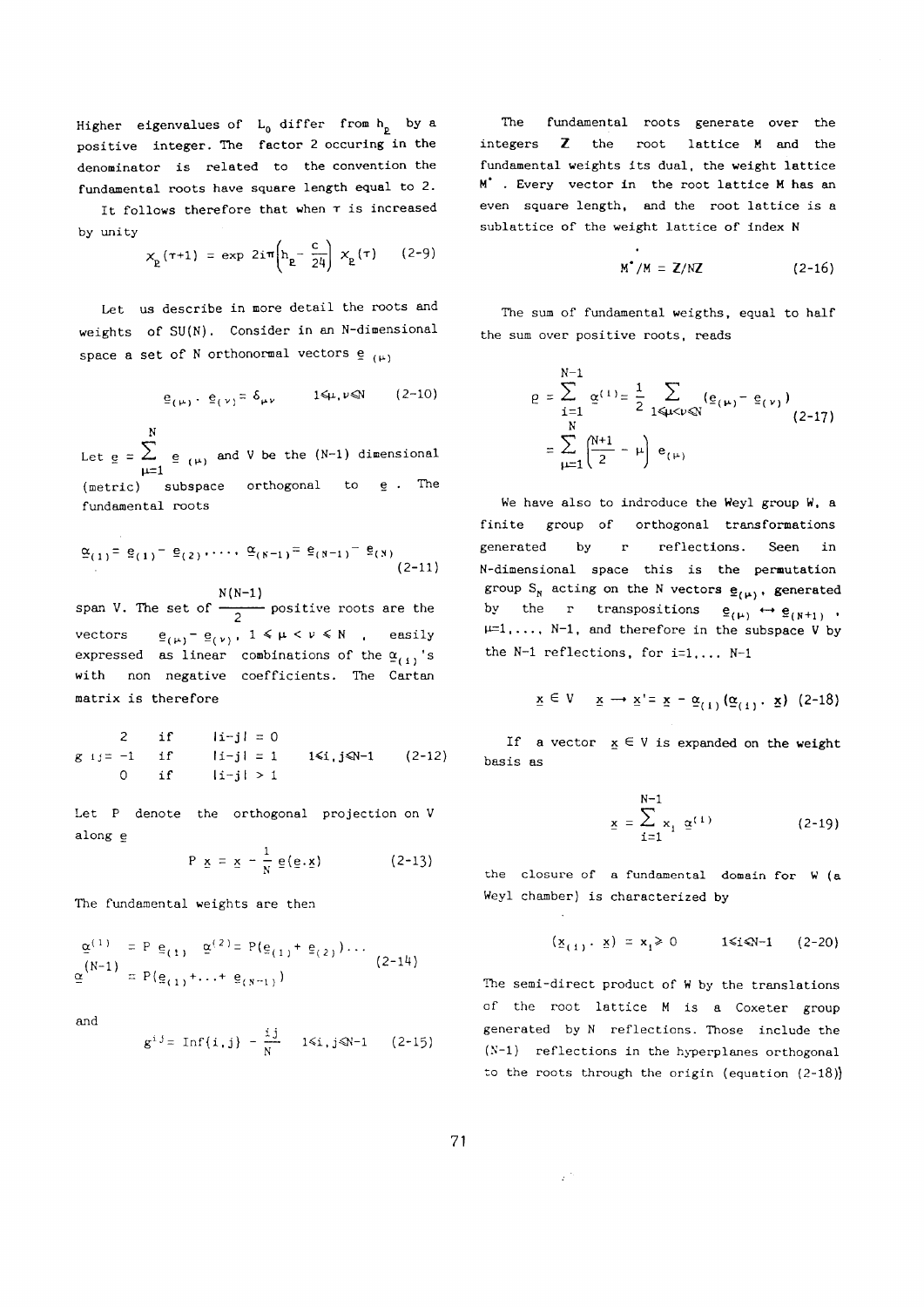Higher eigenvalues of $L_0$ differ from $h_p$ by a positive integer. The factor 2 occuring in the denominator is related to the convention the fundamental roots have square length equal to 2.

It follows therefore that when $\tau$ is increased by unity

$$\chi_p(\tau+1) = \exp 2i\pi\left(h_p - \frac{c}{24}\right) \chi_p(\tau) \qquad (2\text{-}9)$$

Let us describe in more detail the roots and weights of SU(N). Consider in an N-dimensional space a set of N orthonormal vectors $\underline{e}_{(\mu)}$

$$\underline{e}_{(\mu)} \cdot \underline{e}_{(\nu)} = \delta_{\mu\nu} \qquad 1 \leqslant \mu,\nu \leqslant N \qquad (2\text{-}10)$$

Let $\underline{e} = \sum_{\mu=1}^{N} \underline{e}_{(\mu)}$ and V be the (N-1) dimensional (metric) subspace orthogonal to $\underline{e}$. The fundamental roots

$$\underline{\alpha}_{(1)} = \underline{e}_{(1)} - \underline{e}_{(2)}, \ldots, \underline{\alpha}_{(N-1)} = \underline{e}_{(N-1)} - \underline{e}_{(N)} \qquad (2\text{-}11)$$

span V. The set of $\frac{N(N-1)}{2}$ positive roots are the vectors $\underline{e}_{(\mu)} - \underline{e}_{(\nu)}$, $1 \leqslant \mu < \nu \leqslant N$, easily expressed as linear combinations of the $\underline{\alpha}_{(i)}$'s with non negative coefficients. The Cartan matrix is therefore

$$g_{ij} = \begin{cases} 2 & \text{if} \quad |i-j| = 0 \\ -1 & \text{if} \quad |i-j| = 1 \\ 0 & \text{if} \quad |i-j| > 1 \end{cases} \qquad 1 \leqslant i,j \leqslant N-1 \qquad (2\text{-}12)$$

Let P denote the orthogonal projection on V along $\underline{e}$

$$P\,\underline{x} = \underline{x} - \frac{1}{N}\,\underline{e}(\underline{e}.\underline{x}) \qquad (2\text{-}13)$$

The fundamental weights are then

$$\underline{\alpha}^{(1)} = P\,\underline{e}_{(1)} \quad \underline{\alpha}^{(2)} = P(\underline{e}_{(1)} + \underline{e}_{(2)}) \ldots \quad \underline{\alpha}^{(N-1)} = P(\underline{e}_{(1)} + \ldots + \underline{e}_{(N-1)}) \qquad (2\text{-}14)$$

and

$$g^{ij} = \mathrm{Inf}\{i,j\} - \frac{ij}{N} \qquad 1 \leqslant i,j \leqslant N-1 \qquad (2\text{-}15)$$

The fundamental roots generate over the integers $\mathbb{Z}$ the root lattice M and the fundamental weights its dual, the weight lattice $M^*$. Every vector in the root lattice M has an even square length, and the root lattice is a sublattice of the weight lattice of index N

$$M^*/M = \mathbb{Z}/N\mathbb{Z} \qquad (2\text{-}16)$$

The sum of fundamental weigths, equal to half the sum over positive roots, reads

$$\underline{\rho} = \sum_{i=1}^{N-1} \underline{\alpha}^{(i)} = \frac{1}{2} \sum_{1 \leqslant \mu < \nu \leqslant N} (\underline{e}_{(\mu)} - \underline{e}_{(\nu)}) = \sum_{\mu=1}^{N} \left(\frac{N+1}{2} - \mu\right) e_{(\mu)} \qquad (2\text{-}17)$$

We have also to indroduce the Weyl group W, a finite group of orthogonal transformations generated by r reflections. Seen in N-dimensional space this is the permutation group $S_N$ acting on the N vectors $\underline{e}_{(\mu)}$, generated by the r transpositions $\underline{e}_{(\mu)} \leftrightarrow \underline{e}_{(N+1)}$, $\mu=1,\ldots,N-1$, and therefore in the subspace V by the N-1 reflections, for i=1,... N-1

$$\underline{x} \in V \quad \underline{x} \rightarrow \underline{x}' = \underline{x} - \underline{\alpha}_{(i)}(\underline{\alpha}_{(i)} \cdot \underline{x}) \qquad (2\text{-}18)$$

If a vector $\underline{x} \in V$ is expanded on the weight basis as

$$\underline{x} = \sum_{i=1}^{N-1} x_i\, \underline{\alpha}^{(i)} \qquad (2\text{-}19)$$

the closure of a fundamental domain for W (a Weyl chamber) is characterized by

$$(\underline{x}_{(i)} \cdot \underline{x}) = x_i \geqslant 0 \qquad 1 \leqslant i \leqslant N-1 \qquad (2\text{-}20)$$

The semi-direct product of W by the translations of the root lattice M is a Coxeter group generated by N reflections. Those include the (N-1) reflections in the hyperplanes orthogonal to the roots through the origin (equation (2-18))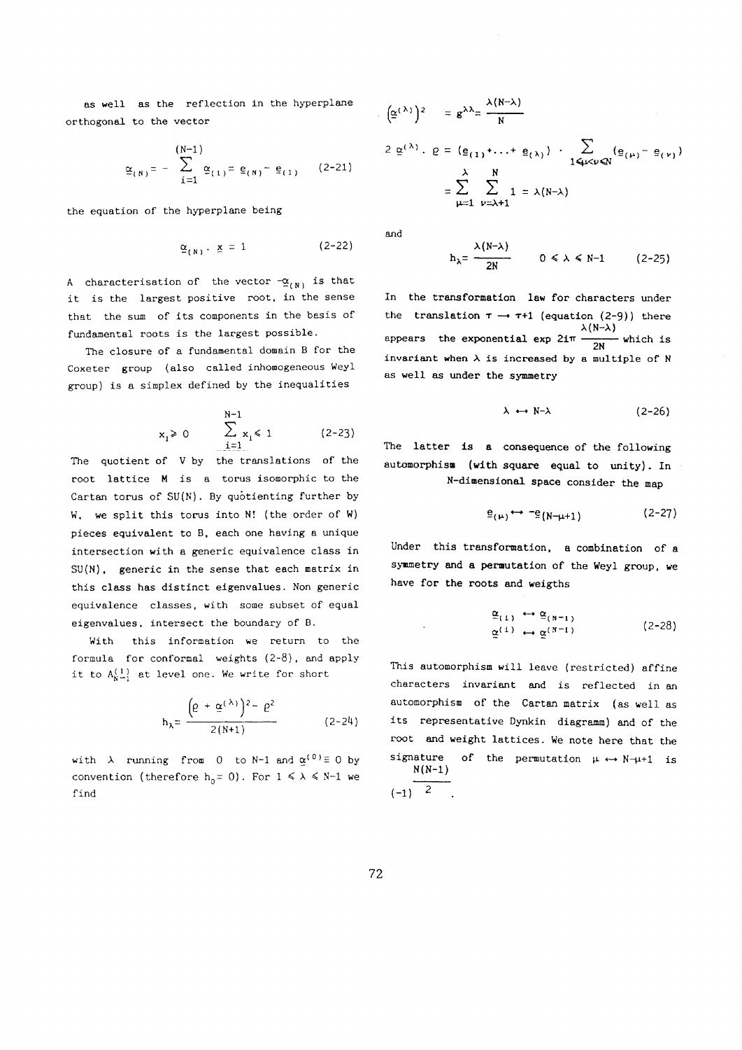as well as the reflection in the hyperplane orthogonal to the vector

$$\underline{\alpha}_{(N)} = - \sum_{i=1}^{(N-1)} \underline{\alpha}_{(i)} = \underline{e}_{(N)} - \underline{e}_{(1)} \qquad (2\text{-}21)$$

the equation of the hyperplane being

$$\underline{\alpha}_{(N)} \cdot \underline{x} = 1 \qquad (2\text{-}22)$$

A characterisation of the vector $-\underline{\alpha}_{(N)}$ is that it is the largest positive root, in the sense that the sum of its components in the basis of fundamental roots is the largest possible.

The closure of a fundamental domain B for the Coxeter group (also called inhomogeneous Weyl group) is a simplex defined by the inequalities

$$x_i \geqslant 0 \qquad \sum_{i=1}^{N-1} x_i \leqslant 1 \qquad (2\text{-}23)$$

The quotient of V by the translations of the root lattice M is a torus isomorphic to the Cartan torus of SU(N). By quotienting further by W, we split this torus into N! (the order of W) pieces equivalent to B, each one having a unique intersection with a generic equivalence class in SU(N), generic in the sense that each matrix in this class has distinct eigenvalues. Non generic equivalence classes, with some subset of equal eigenvalues, intersect the boundary of B.

With this information we return to the formula for conformal weights (2-8), and apply it to $A_{N-1}^{(1)}$ at level one. We write for short

$$h_\lambda = \frac{\left(\underline{\rho} + \underline{\alpha}^{(\lambda)}\right)^2 - \underline{\rho}^2}{2(N+1)} \qquad (2\text{-}24)$$

with $\lambda$ running from 0 to N-1 and $\underline{\alpha}^{(0)} \equiv 0$ by convention (therefore $h_0 = 0$). For $1 \leqslant \lambda \leqslant N-1$ we find

$$\left(\underline{\alpha}^{(\lambda)}\right)^2 = g^{\lambda\lambda} = \frac{\lambda(N-\lambda)}{N}$$

$$2\,\underline{\alpha}^{(\lambda)} \cdot \underline{\rho} = (\underline{e}_{(1)} + \ldots + \underline{e}_{(\lambda)}) \cdot \sum_{1 \leqslant \mu < \nu \leqslant N} (\underline{e}_{(\mu)} - \underline{e}_{(\nu)})$$
$$= \sum_{\mu=1}^{\lambda} \sum_{\nu=\lambda+1}^{N} 1 = \lambda(N-\lambda)$$

and

$$h_\lambda = \frac{\lambda(N-\lambda)}{2N} \qquad 0 \leqslant \lambda \leqslant N-1 \qquad (2\text{-}25)$$

In the transformation law for characters under the translation $\tau \rightarrow \tau+1$ (equation (2-9)) there appears the exponential $\exp 2i\pi \dfrac{\lambda(N-\lambda)}{2N}$ which is invariant when $\lambda$ is increased by a multiple of N as well as under the symmetry

$$\lambda \leftrightarrow N-\lambda \qquad (2\text{-}26)$$

The latter is a consequence of the following automorphism (with square equal to unity). In N-dimensional space consider the map

$$\underline{e}_{(\mu)} \leftrightarrow -\underline{e}_{(N-\mu+1)} \qquad (2\text{-}27)$$

Under this transformation, a combination of a symmetry and a permutation of the Weyl group, we have for the roots and weigths

$$\begin{aligned} \underline{\alpha}_{(i)} &\leftrightarrow \underline{\alpha}_{(N-i)} \\ \underline{\alpha}^{(i)} &\leftrightarrow \underline{\alpha}^{(N-i)} \end{aligned} \qquad (2\text{-}28)$$

This automorphism will leave (restricted) affine characters invariant and is reflected in an automorphism of the Cartan matrix (as well as its representative Dynkin diagramm) and of the root and weight lattices. We note here that the signature of the permutation $\mu \leftrightarrow N-\mu+1$ is $(-1)^{\frac{N(N-1)}{2}}$.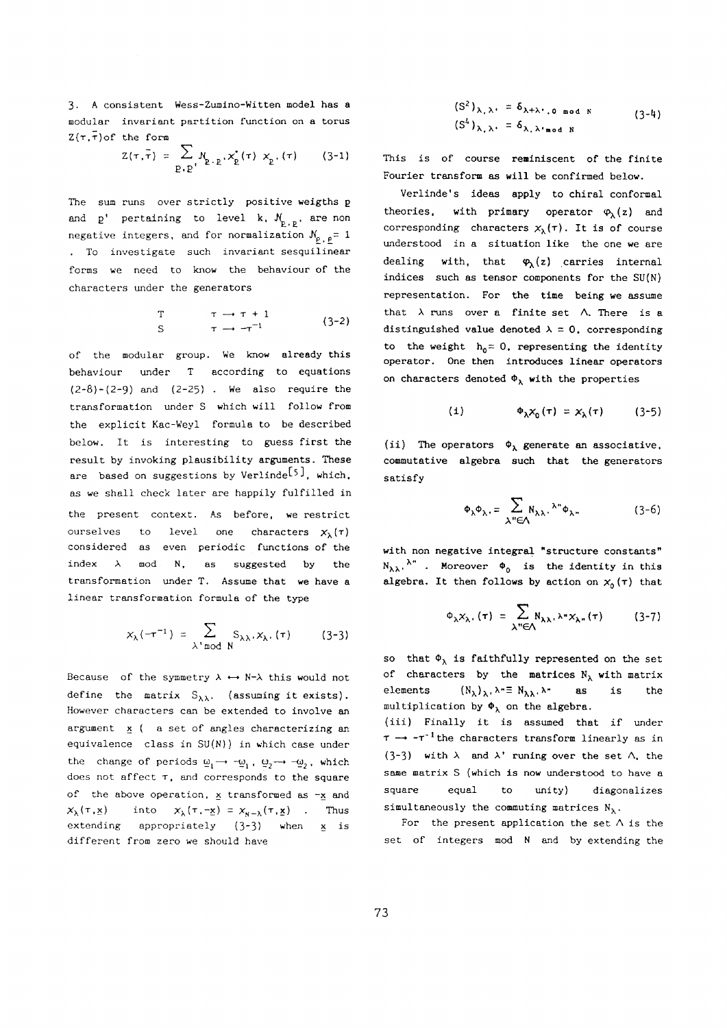3. A consistent Wess-Zumino-Witten model has a modular invariant partition function on a torus $Z(\tau,\bar{\tau})$ of the form

$$Z(\tau,\bar{\tau}) = \sum_{\underline{p},\underline{p}'} \mathcal{N}_{\underline{p},\underline{p}'} \chi^*_{\underline{p}}(\tau)\, \chi_{\underline{p}'}(\tau) \qquad (3\text{-}1)$$

The sum runs over strictly positive weigths $\underline{p}$ and $\underline{p}'$ pertaining to level k, $\mathcal{N}_{\underline{p},\underline{p}'}$ are non negative integers, and for normalization $\mathcal{N}_{\underline{\rho},\underline{\rho}} = 1$. To investigate such invariant sesquilinear forms we need to know the behaviour of the characters under the generators

$$\begin{array}{ll} T & \tau \to \tau + 1 \\ S & \tau \to -\tau^{-1} \end{array} \qquad (3\text{-}2)$$

of the modular group. We know already this behaviour under T according to equations (2-8)-(2-9) and (2-25). We also require the transformation under S which will follow from the explicit Kac-Weyl formula to be described below. It is interesting to guess first the result by invoking plausibility arguments. These are based on suggestions by Verlinde[5], which, as we shall check later are happily fulfilled in the present context. As before, we restrict ourselves to level one characters $\chi_\lambda(\tau)$ considered as even periodic functions of the index $\lambda$ mod N, as suggested by the transformation under T. Assume that we have a linear transformation formula of the type

$$\chi_\lambda(-\tau^{-1}) = \sum_{\lambda' \bmod N} S_{\lambda\lambda'} \chi_{\lambda'}(\tau) \qquad (3\text{-}3)$$

Because of the symmetry $\lambda \leftrightarrow N-\lambda$ this would not define the matrix $S_{\lambda\lambda'}$ (assuming it exists). However characters can be extended to involve an argument $\underline{x}$ ( a set of angles characterizing an equivalence class in SU(N)) in which case under the change of periods $\omega_1 \to -\omega_1$, $\omega_2 \to -\omega_2$, which does not affect $\tau$, and corresponds to the square of the above operation, $\underline{x}$ transformed as $-\underline{x}$ and $\chi_\lambda(\tau,\underline{x})$ into $\chi_\lambda(\tau,-\underline{x}) = \chi_{N-\lambda}(\tau,\underline{x})$. Thus extending appropriately (3-3) when $\underline{x}$ is different from zero we should have

$$\begin{aligned} (S^2)_{\lambda,\lambda'} &= \delta_{\lambda+\lambda',0 \bmod N} \\ (S^4)_{\lambda,\lambda'} &= \delta_{\lambda,\lambda' \bmod N} \end{aligned} \qquad (3\text{-}4)$$

This is of course reminiscent of the finite Fourier transform as will be confirmed below.

Verlinde's ideas apply to chiral conformal theories, with primary operator $\varphi_\lambda(z)$ and corresponding characters $\chi_\lambda(\tau)$. It is of course understood in a situation like the one we are dealing with, that $\varphi_\lambda(z)$ carries internal indices such as tensor components for the SU(N) representation. For the time being we assume that $\lambda$ runs over a finite set $\Lambda$. There is a distinguished value denoted $\lambda = 0$, corresponding to the weight $h_0 = 0$, representing the identity operator. One then introduces linear operators on characters denoted $\Phi_\lambda$ with the properties

$$\text{(i)} \qquad \Phi_\lambda \chi_0(\tau) = \chi_\lambda(\tau) \qquad (3\text{-}5)$$

(ii) The operators $\Phi_\lambda$ generate an associative, commutative algebra such that the generators satisfy

$$\Phi_\lambda \Phi_{\lambda'} = \sum_{\lambda''\in\Lambda} N_{\lambda\lambda'}{}^{\lambda''} \Phi_{\lambda''} \qquad (3\text{-}6)$$

with non negative integral "structure constants" $N_{\lambda\lambda'}{}^{\lambda''}$. Moreover $\Phi_0$ is the identity in this algebra. It then follows by action on $\chi_0(\tau)$ that

$$\Phi_\lambda \chi_{\lambda'}(\tau) = \sum_{\lambda''\in\Lambda} N_{\lambda\lambda'}{}^{\lambda''} \chi_{\lambda''}(\tau) \qquad (3\text{-}7)$$

so that $\Phi_\lambda$ is faithfully represented on the set of characters by the matrices $N_\lambda$ with matrix elements $(N_\lambda)_{\lambda'}{}^{\lambda''} \equiv N_{\lambda\lambda'}{}^{\lambda''}$ as is the multiplication by $\Phi_\lambda$ on the algebra.

(iii) Finally it is assumed that if under $\tau \to -\tau^{-1}$ the characters transform linearly as in (3-3) with $\lambda$ and $\lambda'$ runing over the set $\Lambda$, the same matrix S (which is now understood to have a square equal to unity) diagonalizes simultaneously the commuting matrices $N_\lambda$.

For the present application the set $\Lambda$ is the set of integers mod N and by extending the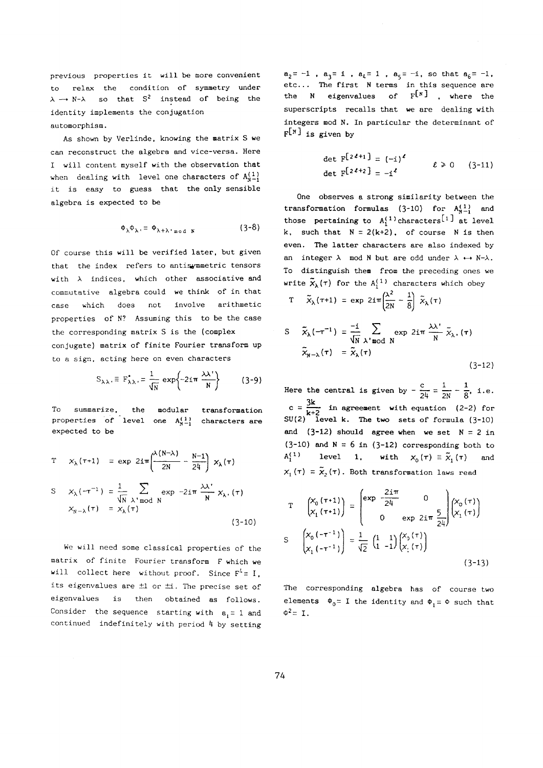previous properties it will be more convenient to relax the condition of symmetry under $\lambda \to N-\lambda$ so that $S^2$ instead of being the identity implements the conjugation automorphism.

As shown by Verlinde, knowing the matrix S we can reconstruct the algebra and vice-versa. Here I will content myself with the observation that when dealing with level one characters of $A_{N-1}^{(1)}$ it is easy to guess that the only sensible algebra is expected to be

$$\Phi_\lambda \Phi_{\lambda'} = \Phi_{\lambda+\lambda' \bmod N} \tag{3-8}$$

Of course this will be verified later, but given that the index refers to antisymmetric tensors with $\lambda$ indices, which other associative and commutative algebra could we think of in that case which does not involve arithmetic properties of N? Assuming this to be the case the corresponding matrix S is the (complex conjugate) matrix of finite Fourier transform up to a sign, acting here on even characters

$$S_{\lambda\lambda'} \equiv F^*_{\lambda\lambda'} = \frac{1}{\sqrt{N}} \exp\left\{-2i\pi \frac{\lambda\lambda'}{N}\right\} \tag{3-9}$$

To summarize, the modular transformation properties of level one $A_{N-1}^{(1)}$ characters are expected to be

$$\begin{aligned}
T \quad & \chi_\lambda(\tau+1) = \exp 2i\pi\left(\frac{\lambda(N-\lambda)}{2N} - \frac{N-1}{24}\right) \chi_\lambda(\tau) \\
S \quad & \chi_\lambda(-\tau^{-1}) = \frac{1}{\sqrt{N}} \sum_{\lambda' \bmod N} \exp -2i\pi \frac{\lambda\lambda'}{N} \chi_{\lambda'}(\tau) \\
& \chi_{N-\lambda}(\tau) = \chi_\lambda(\tau)
\end{aligned} \tag{3-10}$$

We will need some classical properties of the matrix of finite Fourier transform F which we will collect here without proof. Since $F^4 = I$, its eigenvalues are $\pm 1$ or $\pm i$. The precise set of eigenvalues is then obtained as follows. Consider the sequence starting with $a_1 = 1$ and continued indefinitely with period 4 by setting $a_2 = -1$, $a_3 = i$, $a_4 = 1$, $a_5 = -i$, so that $a_6 = -1$, etc... The first N terms in this sequence are the N eigenvalues of $F^{[N]}$, where the superscripts recalls that we are dealing with integers mod N. In particular the determinant of $F^{[N]}$ is given by

$$\begin{aligned}
\det F^{[2\ell+1]} &= (-i)^\ell \\
\det F^{[2\ell+2]} &= -i^\ell
\end{aligned} \qquad \ell \geq 0 \tag{3-11}$$

One observes a strong similarity between the transformation formulas (3-10) for $A_{N-1}^{(1)}$ and those pertaining to $A_1^{(1)}$ characters[1] at level k, such that $N = 2(k+2)$, of course N is then even. The latter characters are also indexed by an integer $\lambda$ mod N but are odd under $\lambda \leftrightarrow N-\lambda$. To distinguish them from the preceding ones we write $\tilde{\chi}_\lambda(\tau)$ for the $A_1^{(1)}$ characters which obey

$$\begin{aligned}
T \quad & \tilde{\chi}_\lambda(\tau+1) = \exp 2i\pi\left(\frac{\lambda^2}{2N} - \frac{1}{8}\right) \tilde{\chi}_\lambda(\tau) \\
S \quad & \tilde{\chi}_\lambda(-\tau^{-1}) = \frac{-i}{\sqrt{N}} \sum_{\lambda' \bmod N} \exp 2i\pi \frac{\lambda\lambda'}{N} \tilde{\chi}_{\lambda'}(\tau) \\
& \tilde{\chi}_{N-\lambda}(\tau) = \tilde{\chi}_\lambda(\tau)
\end{aligned} \tag{3-12}$$

Here the central is given by $-\frac{c}{24} = \frac{1}{2N} - \frac{1}{8}$, i.e. $c = \frac{3k}{k+2}$ in agreement with equation (2-2) for SU(2) level k. The two sets of formula (3-10) and (3-12) should agree when we set $N = 2$ in (3-10) and $N = 6$ in (3-12) corresponding both to $A_1^{(1)}$ level 1, with $\chi_0(\tau) \equiv \tilde{\chi}_1(\tau)$ and $\chi_1(\tau) = \tilde{\chi}_2(\tau)$. Both transformation laws read

$$\begin{aligned}
T \quad & \begin{pmatrix} \chi_0(\tau+1) \\ \chi_1(\tau+1) \end{pmatrix} = \begin{pmatrix} \exp -\frac{2i\pi}{24} & 0 \\ 0 & \exp 2i\pi \frac{5}{24} \end{pmatrix} \begin{pmatrix} \chi_0(\tau) \\ \chi_1(\tau) \end{pmatrix} \\
S \quad & \begin{pmatrix} \chi_0(-\tau^{-1}) \\ \chi_1(-\tau^{-1}) \end{pmatrix} = \frac{1}{\sqrt{2}} \begin{pmatrix} 1 & 1 \\ 1 & -1 \end{pmatrix} \begin{pmatrix} \chi_0(\tau) \\ \chi_1(\tau) \end{pmatrix}
\end{aligned} \tag{3-13}$$

The corresponding algebra has of course two elements $\Phi_0 = I$ the identity and $\Phi_1 = \Phi$ such that $\Phi^2 = I$.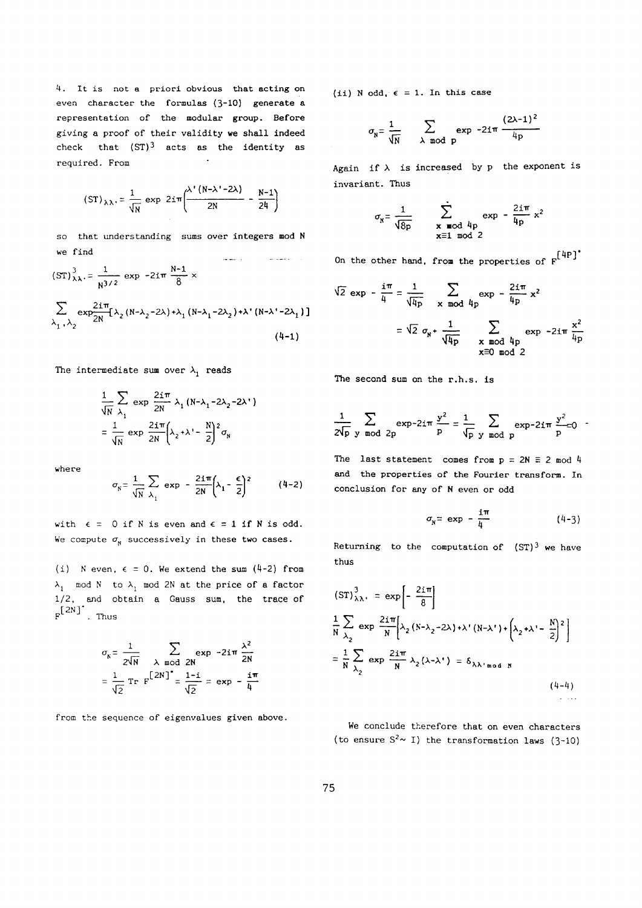4. It is not a priori obvious that acting on even character the formulas (3-10) generate a representation of the modular group. Before giving a proof of their validity we shall indeed check that $(ST)^3$ acts as the identity as required. From

$$(ST)_{\lambda\lambda'} = \frac{1}{\sqrt{N}} \exp 2i\pi\left(\frac{\lambda'(N-\lambda'-2\lambda)}{2N} - \frac{N-1}{24}\right)$$

so that understanding sums over integers mod N we find

$$(ST)^3_{\lambda\lambda'} = \frac{1}{N^{3/2}} \exp -2i\pi \frac{N-1}{8} \times$$

$$\sum_{\lambda_1,\lambda_2} \exp\frac{2i\pi}{2N}[\lambda_2(N-\lambda_2-2\lambda)+\lambda_1(N-\lambda_1-2\lambda_2)+\lambda'(N-\lambda'-2\lambda_1)] \qquad (4\text{-}1)$$

The intermediate sum over $\lambda_1$ reads

$$\frac{1}{\sqrt{N}}\sum_{\lambda_1} \exp \frac{2i\pi}{2N}\lambda_1(N-\lambda_1-2\lambda_2-2\lambda')$$
$$= \frac{1}{\sqrt{N}} \exp \frac{2i\pi}{2N}\left(\lambda_2+\lambda'-\frac{N}{2}\right)^2 \sigma_N$$

where

$$\sigma_N = \frac{1}{\sqrt{N}}\sum_{\lambda_1} \exp -\frac{2i\pi}{2N}\left(\lambda_1-\frac{\epsilon}{2}\right)^2 \qquad (4\text{-}2)$$

with $\epsilon = 0$ if N is even and $\epsilon = 1$ if N is odd. We compute $\sigma_N$ successively in these two cases.

(i) N even, $\epsilon = 0$. We extend the sum (4-2) from $\lambda_1$ mod N to $\lambda_1$ mod 2N at the price of a factor 1/2, and obtain a Gauss sum, the trace of $F^{[2N]^*}$. Thus

$$\sigma_N = \frac{1}{2\sqrt{N}} \sum_{\lambda \bmod 2N} \exp -2i\pi\frac{\lambda^2}{2N}$$
$$= \frac{1}{\sqrt{2}} \operatorname{Tr} F^{[2N]^*} = \frac{1-i}{\sqrt{2}} = \exp -\frac{i\pi}{4}$$

from the sequence of eigenvalues given above.

(ii) N odd, $\epsilon = 1$. In this case

$$\sigma_N = \frac{1}{\sqrt{N}} \sum_{\lambda \bmod p} \exp -2i\pi\frac{(2\lambda-1)^2}{4p}$$

Again if $\lambda$ is increased by p the exponent is invariant. Thus

$$\sigma_N = \frac{1}{\sqrt{8p}} \sum_{\substack{x \bmod 4p \\ x\equiv 1 \bmod 2}} \exp -\frac{2i\pi}{4p}x^2$$

On the other hand, from the properties of $F^{[4P]^*}$

$$\sqrt{2}\exp -\frac{i\pi}{4} = \frac{1}{\sqrt{4p}} \sum_{x \bmod 4p} \exp -\frac{2i\pi}{4p}x^2$$
$$= \sqrt{2}\,\sigma_N + \frac{1}{\sqrt{4p}} \sum_{\substack{x \bmod 4p \\ x\equiv 0 \bmod 2}} \exp -2i\pi\frac{x^2}{4p}$$

The second sum on the r.h.s. is

$$\frac{1}{2\sqrt{p}} \sum_{y \bmod 2p} \exp -2i\pi\frac{y^2}{p} = \frac{1}{\sqrt{p}} \sum_{y \bmod p} \exp -2i\pi\frac{y^2}{p} = 0$$

The last statement comes from $p = 2N \equiv 2 \bmod 4$ and the properties of the Fourier transform. In conclusion for any of N even or odd

$$\sigma_N = \exp -\frac{i\pi}{4} \qquad (4\text{-}3)$$

Returning to the computation of $(ST)^3$ we have thus

$$(ST)^3_{\lambda\lambda'} = \exp\left[-\frac{2i\pi}{8}\right]$$
$$\frac{1}{N}\sum_{\lambda_2} \exp \frac{2i\pi}{N}\left[\lambda_2(N-\lambda_2-2\lambda)+\lambda'(N-\lambda')+\left(\lambda_2+\lambda'-\frac{N}{2}\right)^2\right]$$
$$= \frac{1}{N}\sum_{\lambda_2} \exp \frac{2i\pi}{N}\lambda_2(\lambda-\lambda') = \delta_{\lambda\lambda' \bmod N} \qquad (4\text{-}4)$$

We conclude therefore that on even characters (to ensure $S^2 \sim I$) the transformation laws (3-10)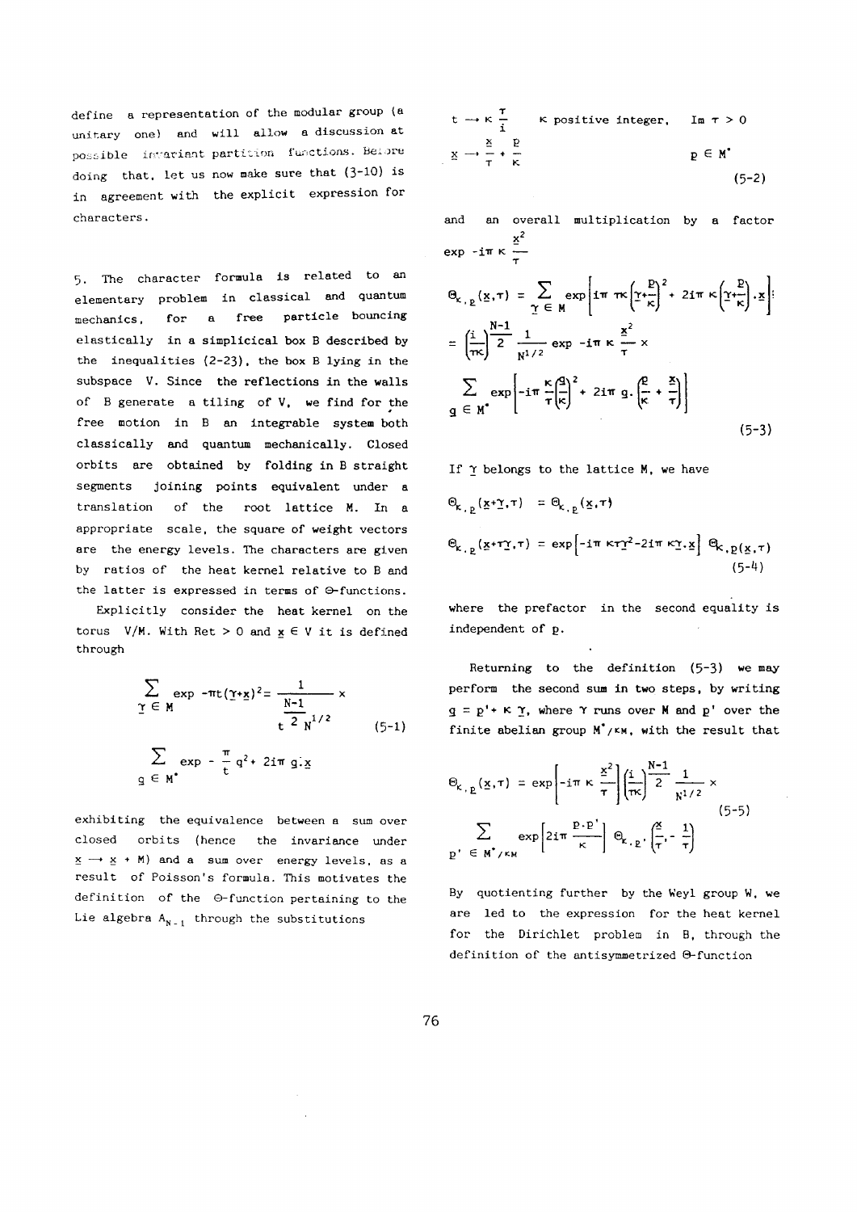define a representation of the modular group (a unitary one) and will allow a discussion at possible invariant partition functions. Before doing that, let us now make sure that (3-10) is in agreement with the explicit expression for characters.

5. The character formula is related to an elementary problem in classical and quantum mechanics, for a free particle bouncing elastically in a simplicical box B described by the inequalities (2-23), the box B lying in the subspace V. Since the reflections in the walls of B generate a tiling of V, we find for the free motion in B an integrable system both classically and quantum mechanically. Closed orbits are obtained by folding in B straight segments joining points equivalent under a translation of the root lattice M. In a appropriate scale, the square of weight vectors are the energy levels. The characters are given by ratios of the heat kernel relative to B and the latter is expressed in terms of Θ-functions.

Explicitly consider the heat kernel on the torus V/M. With Re$t > 0$ and $\underline{x} \in V$ it is defined through

$$\sum_{\underline{\gamma} \in M} \exp -\pi t(\underline{\gamma}+\underline{x})^2 = \frac{1}{t^{\frac{N-1}{2}} N^{1/2}} \times \sum_{\underline{q} \in M^*} \exp -\frac{\pi}{t} q^2 + 2i\pi\, \underline{q}.\underline{x} \tag{5-1}$$

exhibiting the equivalence between a sum over closed orbits (hence the invariance under $\underline{x} \to \underline{x} + M$) and a sum over energy levels, as a result of Poisson's formula. This motivates the definition of the Θ-function pertaining to the Lie algebra $A_{N-1}$ through the substitutions

$$t \to \kappa \frac{\tau}{i} \qquad \kappa \text{ positive integer,} \quad \mathrm{Im}\, \tau > 0$$

$$\underline{x} \to \frac{\underline{x}}{\tau} + \frac{\underline{p}}{\kappa} \qquad \underline{p} \in M^* \tag{5-2}$$

and an overall multiplication by a factor $\exp -i\pi\kappa \frac{\underline{x}^2}{\tau}$

$$\Theta_{\kappa,\underline{p}}(\underline{x},\tau) = \sum_{\underline{\gamma} \in M} \exp\left[i\pi\tau\kappa\left(\underline{\gamma}+\frac{\underline{p}}{\kappa}\right)^2 + 2i\pi\kappa\left(\underline{\gamma}+\frac{\underline{p}}{\kappa}\right).\underline{x}\right]$$

$$= \left(\frac{i}{\tau\kappa}\right)^{\frac{N-1}{2}} \frac{1}{N^{1/2}} \exp -i\pi\kappa\frac{\underline{x}^2}{\tau} \times \sum_{\underline{q} \in M^*} \exp\left[-i\pi\frac{\kappa}{\tau}\left(\frac{\underline{q}}{\kappa}\right)^2 + 2i\pi\, \underline{q}.\left(\frac{\underline{p}}{\kappa}+\frac{\underline{x}}{\tau}\right)\right] \tag{5-3}$$

If $\underline{\gamma}$ belongs to the lattice M, we have

$$\Theta_{\kappa,\underline{p}}(\underline{x}+\underline{\gamma},\tau) = \Theta_{\kappa,\underline{p}}(\underline{x},\tau)$$

$$\Theta_{\kappa,\underline{p}}(\underline{x}+\tau\underline{\gamma},\tau) = \exp\left[-i\pi\kappa\tau\underline{\gamma}^2 - 2i\pi\kappa\underline{\gamma}.\underline{x}\right] \Theta_{\kappa,\underline{p}}(\underline{x},\tau) \tag{5-4}$$

where the prefactor in the second equality is independent of $\underline{p}$.

Returning to the definition (5-3) we may perform the second sum in two steps, by writing $\underline{q} = \underline{p}' + \kappa\,\underline{\gamma}$, where $\gamma$ runs over M and $\underline{p}'$ over the finite abelian group $M^*/\kappa M$, with the result that

$$\Theta_{\kappa,\underline{p}}(\underline{x},\tau) = \exp\left[-i\pi\kappa\frac{\underline{x}^2}{\tau}\right]\left(\frac{i}{\tau\kappa}\right)^{\frac{N-1}{2}} \frac{1}{N^{1/2}} \times \sum_{\underline{p}' \in M^*/\kappa M} \exp\left[2i\pi\frac{\underline{p}.\underline{p}'}{\kappa}\right] \Theta_{\kappa,\underline{p}'}\left(\frac{\underline{x}}{\tau}, -\frac{1}{\tau}\right) \tag{5-5}$$

By quotienting further by the Weyl group W, we are led to the expression for the heat kernel for the Dirichlet problem in B, through the definition of the antisymmetrized Θ-function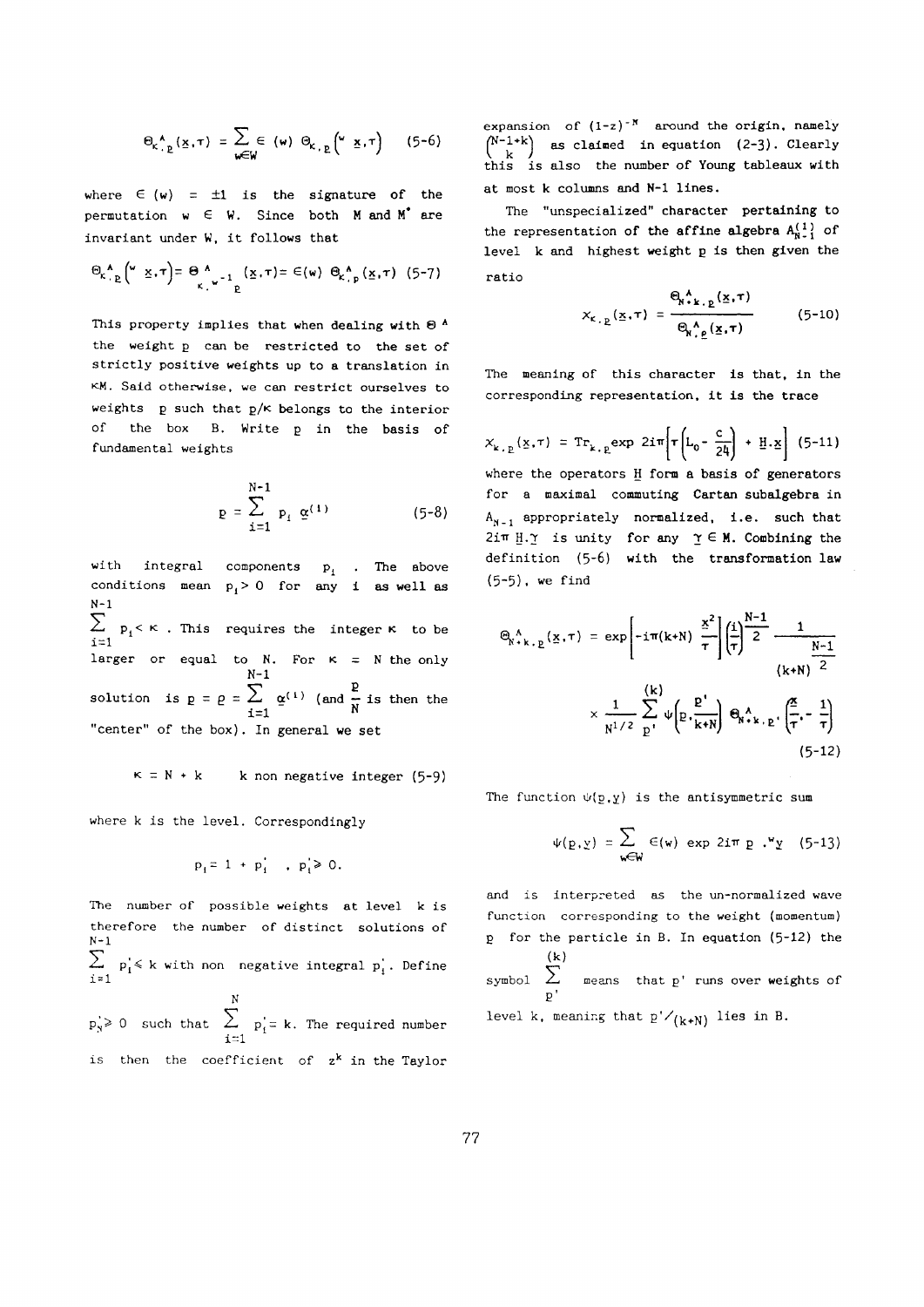$$\Theta^{A}_{\kappa,\underline{p}}(\underline{x},\tau) = \sum_{w\in W} \in(w)\, \Theta_{\kappa,\underline{p}}\left({}^{w}\,\underline{x},\tau\right) \quad (5\text{-}6)$$

where $\in(w) = \pm 1$ is the signature of the permutation $w \in W$. Since both $M$ and $M^{*}$ are invariant under $W$, it follows that

$$\Theta^{A}_{\kappa,\underline{p}}\left({}^{w}\,\underline{x},\tau\right) = \Theta^{A}_{\kappa,{}^{w^{-1}}\underline{p}}(\underline{x},\tau) = \in(w)\, \Theta^{A}_{\kappa,\underline{p}}(\underline{x},\tau) \quad (5\text{-}7)$$

This property implies that when dealing with $\Theta^{A}$ the weight $\underline{p}$ can be restricted to the set of strictly positive weights up to a translation in $\kappa M$. Said otherwise, we can restrict ourselves to weights $\underline{p}$ such that $\underline{p}/\kappa$ belongs to the interior of the box $B$. Write $\underline{p}$ in the basis of fundamental weights

$$\underline{p} = \sum_{i=1}^{N-1} p_i\, \underline{\alpha}^{(i)} \quad (5\text{-}8)$$

with integral components $p_i$. The above conditions mean $p_i > 0$ for any $i$ as well as $\sum_{i=1}^{N-1} p_i < \kappa$. This requires the integer $\kappa$ to be larger or equal to $N$. For $\kappa = N$ the only solution is $\underline{p} = \underline{\rho} = \sum_{i=1}^{N-1} \underline{\alpha}^{(i)}$ (and $\frac{\underline{\rho}}{N}$ is then the "center" of the box). In general we set

$$\kappa = N + k \qquad k \text{ non negative integer} \quad (5\text{-}9)$$

where $k$ is the level. Correspondingly

$$p_i = 1 + p_i' \quad , \; p_i' \geq 0.$$

The number of possible weights at level $k$ is therefore the number of distinct solutions of $\sum_{i=1}^{N-1} p_i' \leq k$ with non negative integral $p_i'$. Define $p_N' \geq 0$ such that $\sum_{i=1}^{N} p_i' = k$. The required number is then the coefficient of $z^k$ in the Taylor expansion of $(1-z)^{-N}$ around the origin, namely $\binom{N-1+k}{k}$ as claimed in equation (2-3). Clearly this is also the number of Young tableaux with at most $k$ columns and $N-1$ lines.

The "unspecialized" character pertaining to the representation of the affine algebra $A^{(1)}_{N-1}$ of level $k$ and highest weight $\underline{p}$ is then given the ratio

$$\chi_{k,\underline{p}}(\underline{x},\tau) = \frac{\Theta^{A}_{N+k,\underline{p}}(\underline{x},\tau)}{\Theta^{A}_{N,\underline{\rho}}(\underline{x},\tau)} \quad (5\text{-}10)$$

The meaning of this character is that, in the corresponding representation, it is the trace

$$\chi_{k,\underline{p}}(\underline{x},\tau) = \mathrm{Tr}_{k,\underline{p}} \exp 2i\pi\left[\tau\left(L_0 - \frac{c}{24}\right) + \underline{H}.\underline{x}\right] \quad (5\text{-}11)$$

where the operators $\underline{H}$ form a basis of generators for a maximal commuting Cartan subalgebra in $A_{N-1}$ appropriately normalized, i.e. such that $2i\pi\, \underline{H}.\underline{\gamma}$ is unity for any $\underline{\gamma} \in M$. Combining the definition (5-6) with the transformation law (5-5), we find

$$\Theta^{A}_{N+k,\underline{p}}(\underline{x},\tau) = \exp\left[-i\pi(k+N)\,\frac{\underline{x}^2}{\tau}\right]\left(\frac{i}{\tau}\right)^{\frac{N-1}{2}} \frac{1}{(k+N)^{\frac{N-1}{2}}} \times \frac{1}{N^{1/2}} \sum_{\underline{p}'}^{(k)} \psi\left(\underline{p}, \frac{\underline{p}'}{k+N}\right) \Theta^{A}_{N+k,\underline{p}'}\left(\frac{\underline{x}}{\tau}, -\frac{1}{\tau}\right)$$

$$(5\text{-}12)$$

The function $\psi(\underline{p},\underline{y})$ is the antisymmetric sum

$$\psi(\underline{p},\underline{y}) = \sum_{w\in W} \in(w) \exp 2i\pi\, \underline{p}\,.{}^{w}\underline{y} \quad (5\text{-}13)$$

and is interpreted as the un-normalized wave function corresponding to the weight (momentum) $\underline{p}$ for the particle in $B$. In equation (5-12) the symbol $\sum_{\underline{p}'}^{(k)}$ means that $\underline{p}'$ runs over weights of level $k$, meaning that $\underline{p}'/(k+N)$ lies in $B$.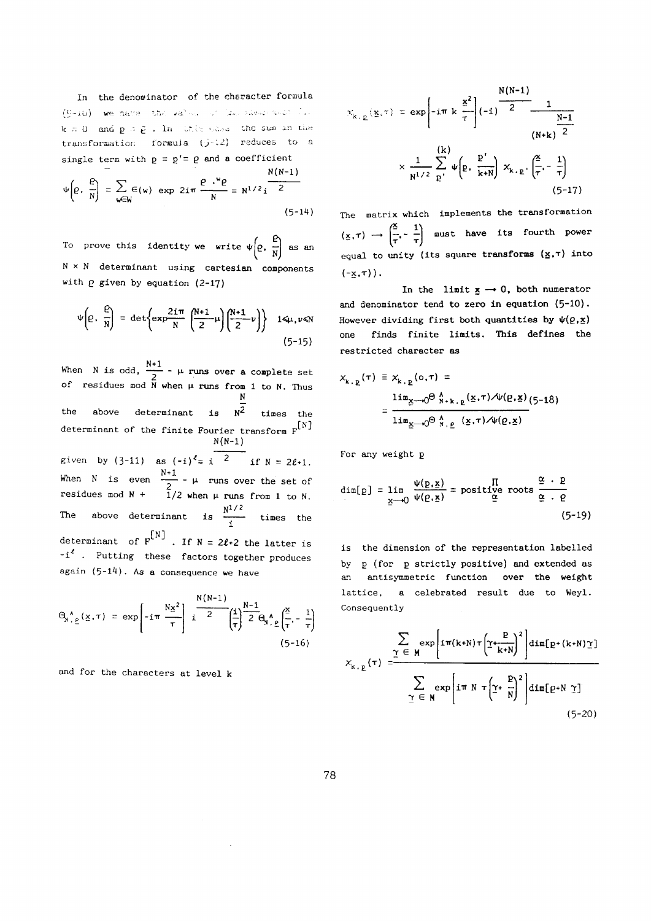In the denominator of the character formula (5-10) we have the value of the numerator for $k = 0$ and $p = \underline{\rho}$. In this case the sum in the transformation formula (5-12) reduces to a single term with $\underline{p} = \underline{p}' = \underline{\rho}$ and a coefficient

$$\psi\left(\underline{\rho},\ \frac{\underline{\rho}}{N}\right) = \sum_{w \in W} \epsilon(w) \exp 2i\pi \frac{\underline{\rho} \cdot {}^{w}\underline{\rho}}{N} = N^{1/2} i^{\frac{N(N-1)}{2}} \tag{5-14}$$

To prove this identity we write $\psi\left(\underline{\rho},\ \frac{\underline{\rho}}{N}\right)$ as an $N \times N$ determinant using cartesian components with $\underline{\rho}$ given by equation (2-17)

$$\psi\left(\underline{\rho},\ \frac{\underline{\rho}}{N}\right) = \det\left\{\exp\frac{2i\pi}{N}\left(\frac{N+1}{2} - \mu\right)\left(\frac{N+1}{2} - \nu\right)\right\} \quad 1 \leqslant \mu, \nu \leqslant N \tag{5-15}$$

When $N$ is odd, $\frac{N+1}{2} - \mu$ runs over a complete set of residues mod $N$ when $\mu$ runs from 1 to $N$. Thus the above determinant is $N^{\frac{N}{2}}$ times the determinant of the finite Fourier transform $F^{[N]}$ given by (3-11) as $(-i)^{\ell} = i^{\frac{N(N-1)}{2}}$ if $N = 2\ell+1$. When $N$ is even $\frac{N+1}{2} - \mu$ runs over the set of residues mod $N + 1/2$ when $\mu$ runs from 1 to $N$. The above determinant is $\frac{N^{1/2}}{i}$ times the determinant of $F^{[N]}$. If $N = 2\ell+2$ the latter is $-i^{\ell}$. Putting these factors together produces again (5-14). As a consequence we have

$$\Theta^{\wedge}_{N,\underline{\rho}}(\underline{x},\tau) = \exp\left[-i\pi \frac{N\underline{x}^2}{\tau}\right] i^{\frac{N(N-1)}{2}} \left(\frac{i}{\tau}\right)^{\frac{N-1}{2}} \Theta^{\wedge}_{N,\underline{\rho}}\left(\frac{\underline{x}}{\tau}, -\frac{1}{\tau}\right) \tag{5-16}$$

and for the characters at level $k$

$$\chi_{k,\underline{p}}(\underline{x},\tau) = \exp\left[-i\pi\, k\, \frac{\underline{x}^2}{\tau}\right] (-i)^{\frac{N(N-1)}{2}} \frac{1}{(N+k)^{\frac{N-1}{2}}} \times \frac{1}{N^{1/2}} \sum_{\underline{p}'}^{(k)} \psi\left(\underline{p},\ \frac{\underline{p}'}{k+N}\right) \chi_{k,\underline{p}'}\left(\frac{\underline{x}}{\tau}, -\frac{1}{\tau}\right) \tag{5-17}$$

The matrix which implements the transformation $(\underline{x},\tau) \to \left(\frac{\underline{x}}{\tau}, -\frac{1}{\tau}\right)$ must have its fourth power equal to unity (its square transforms $(\underline{x},\tau)$ into $(-\underline{x},\tau)$).

In the limit $\underline{x} \to 0$, both numerator and denominator tend to zero in equation (5-10). However dividing first both quantities by $\psi(\underline{\rho},\underline{x})$ one finds finite limits. This defines the restricted character as

$$\chi_{k,\underline{p}}(\tau) \equiv \chi_{k,\underline{p}}(0,\tau) = \frac{\lim_{\underline{x}\to 0} \Theta^{\wedge}_{N+k,\underline{p}}(\underline{x},\tau)/\psi(\underline{\rho},\underline{x})}{\lim_{\underline{x}\to 0} \Theta^{\wedge}_{N,\underline{\rho}}(\underline{x},\tau)/\psi(\underline{\rho},\underline{x})} \tag{5-18}$$

For any weight $\underline{p}$

$$\dim[\underline{p}] = \lim_{\underline{x}\to 0} \frac{\psi(\underline{p},\underline{x})}{\psi(\underline{\rho},\underline{x})} = \prod_{\text{positive roots } \underline{\alpha}} \frac{\underline{\alpha} \cdot \underline{p}}{\underline{\alpha} \cdot \underline{\rho}} \tag{5-19}$$

is the dimension of the representation labelled by $\underline{p}$ (for $\underline{p}$ strictly positive) and extended as an antisymmetric function over the weight lattice, a celebrated result due to Weyl. Consequently

$$\chi_{k,\underline{p}}(\tau) = \frac{\sum_{\underline{\gamma} \in M} \exp\left[i\pi(k+N)\tau\left(\underline{\gamma} + \frac{\underline{p}}{k+N}\right)^2\right] \dim[\underline{p} + (k+N)\underline{\gamma}]}{\sum_{\underline{\gamma} \in M} \exp\left[i\pi\, N\, \tau\left(\underline{\gamma} + \frac{\underline{\rho}}{N}\right)^2\right] \dim[\underline{\rho} + N\,\underline{\gamma}]} \tag{5-20}$$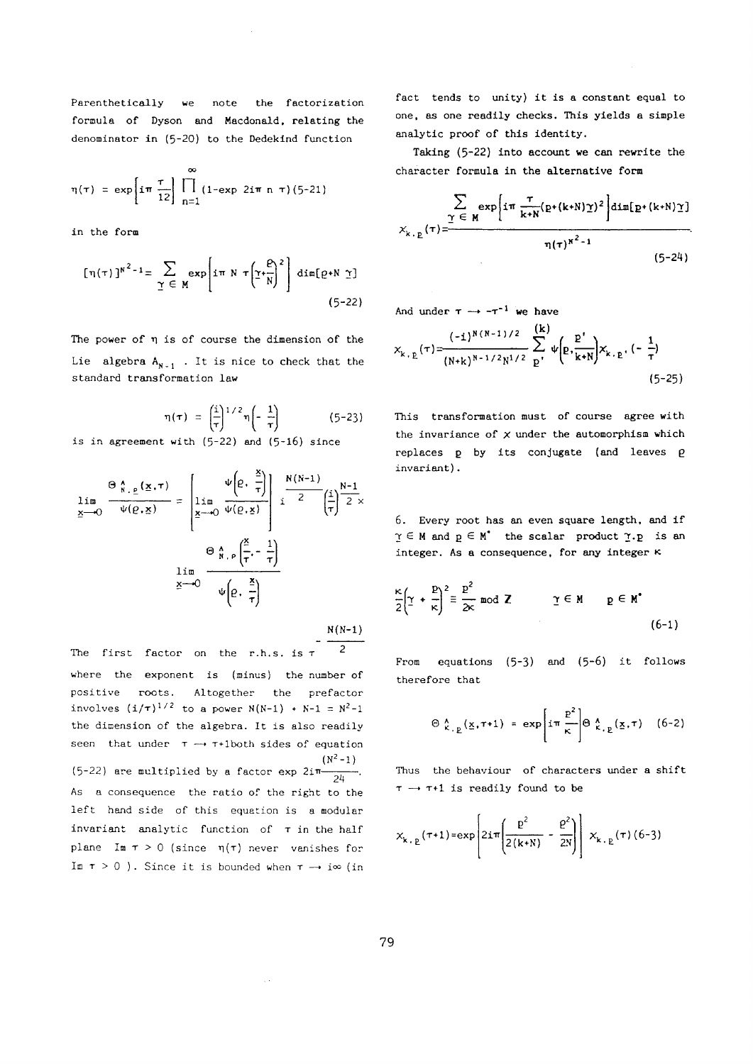Parenthetically we note the factorization formula of Dyson and Macdonald, relating the denominator in (5-20) to the Dedekind function

$$\eta(\tau) = \exp\left[i\pi \frac{\tau}{12}\right] \prod_{n=1}^{\infty} (1-\exp 2i\pi\, n\, \tau) \qquad (5\text{-}21)$$

in the form

$$[\eta(\tau)]^{N^2-1} = \sum_{\underline{\gamma} \in M} \exp\left[i\pi\, N\, \tau\left(\underline{\gamma}+\frac{\underline{\rho}}{N}\right)^2\right] \dim[\underline{\rho}+N\,\underline{\gamma}] \qquad (5\text{-}22)$$

The power of $\eta$ is of course the dimension of the Lie algebra $A_{N-1}$. It is nice to check that the standard transformation law

$$\eta(\tau) = \left(\frac{i}{\tau}\right)^{1/2} \eta\left(-\frac{1}{\tau}\right) \qquad (5\text{-}23)$$

is in agreement with (5-22) and (5-16) since

$$\lim_{\underline{x}\to 0} \frac{\Theta^{\wedge}_{N,\rho}(\underline{x},\tau)}{\psi(\rho,\underline{x})} = \left[\lim_{\underline{x}\to 0} \frac{\psi\left(\rho,\frac{\underline{x}}{\tau}\right)}{\psi(\rho,\underline{x})}\right] i^{\frac{N(N-1)}{2}} \left(\frac{i}{\tau}\right)^{\frac{N-1}{2}} \times \lim_{\underline{x}\to 0} \frac{\Theta^{\wedge}_{N,\rho}\left(\frac{\underline{x}}{\tau},-\frac{1}{\tau}\right)}{\psi\left(\rho,\frac{\underline{x}}{\tau}\right)}$$

The first factor on the r.h.s. is $\tau^{-\frac{N(N-1)}{2}}$ where the exponent is (minus) the number of positive roots. Altogether the prefactor involves $(i/\tau)^{1/2}$ to a power $N(N-1) + N-1 = N^2-1$ the dimension of the algebra. It is also readily seen that under $\tau \to \tau+1$ both sides of equation (5-22) are multiplied by a factor $\exp 2i\pi\frac{(N^2-1)}{24}$. As a consequence the ratio of the right to the left hand side of this equation is a modular invariant analytic function of $\tau$ in the half plane $\operatorname{Im}\tau > 0$ (since $\eta(\tau)$ never vanishes for $\operatorname{Im}\tau > 0$ ). Since it is bounded when $\tau \to i\infty$ (in fact tends to unity) it is a constant equal to one, as one readily checks. This yields a simple analytic proof of this identity.

Taking (5-22) into account we can rewrite the character formula in the alternative form

$$\chi_{k,\underline{p}}(\tau) = \frac{\sum_{\underline{\gamma}\in M} \exp\left[i\pi \frac{\tau}{k+N}(\underline{p}+(k+N)\underline{\gamma})^2\right] \dim[\underline{p}+(k+N)\underline{\gamma}]}{\eta(\tau)^{N^2-1}}. \qquad (5\text{-}24)$$

And under $\tau \to -\tau^{-1}$ we have

$$\chi_{k,\underline{p}}(\tau) = \frac{(-i)^{N(N-1)/2}}{(N+k)^{N-1/2}N^{1/2}} \sum_{\underline{p}'}^{(k)} \psi\left(\underline{p},\frac{\underline{p}'}{k+N}\right) \chi_{k,\underline{p}'}\left(-\frac{1}{\tau}\right) \qquad (5\text{-}25)$$

This transformation must of course agree with the invariance of $\chi$ under the automorphism which replaces $\underline{p}$ by its conjugate (and leaves $\rho$ invariant).

6. Every root has an even square length, and if $\underline{\gamma} \in M$ and $\underline{p} \in M^*$ the scalar product $\underline{\gamma}.\underline{p}$ is an integer. As a consequence, for any integer $\kappa$

$$\frac{\kappa}{2}\left(\underline{\gamma}+\frac{\underline{p}}{\kappa}\right)^2 \equiv \frac{\underline{p}^2}{2\kappa} \bmod \mathbf{Z} \qquad \underline{\gamma}\in M \quad \underline{p}\in M^* \qquad (6\text{-}1)$$

From equations (5-3) and (5-6) it follows therefore that

$$\Theta^{\wedge}_{\kappa,\underline{p}}(\underline{x},\tau+1) = \exp\left[i\pi\frac{\underline{p}^2}{\kappa}\right]\Theta^{\wedge}_{\kappa,\underline{p}}(\underline{x},\tau) \qquad (6\text{-}2)$$

Thus the behaviour of characters under a shift $\tau \to \tau+1$ is readily found to be

$$\chi_{k,\underline{p}}(\tau+1) = \exp\left[2i\pi\left(\frac{\underline{p}^2}{2(k+N)} - \frac{\rho^2}{2N}\right)\right]\chi_{k,\underline{p}}(\tau) \qquad (6\text{-}3)$$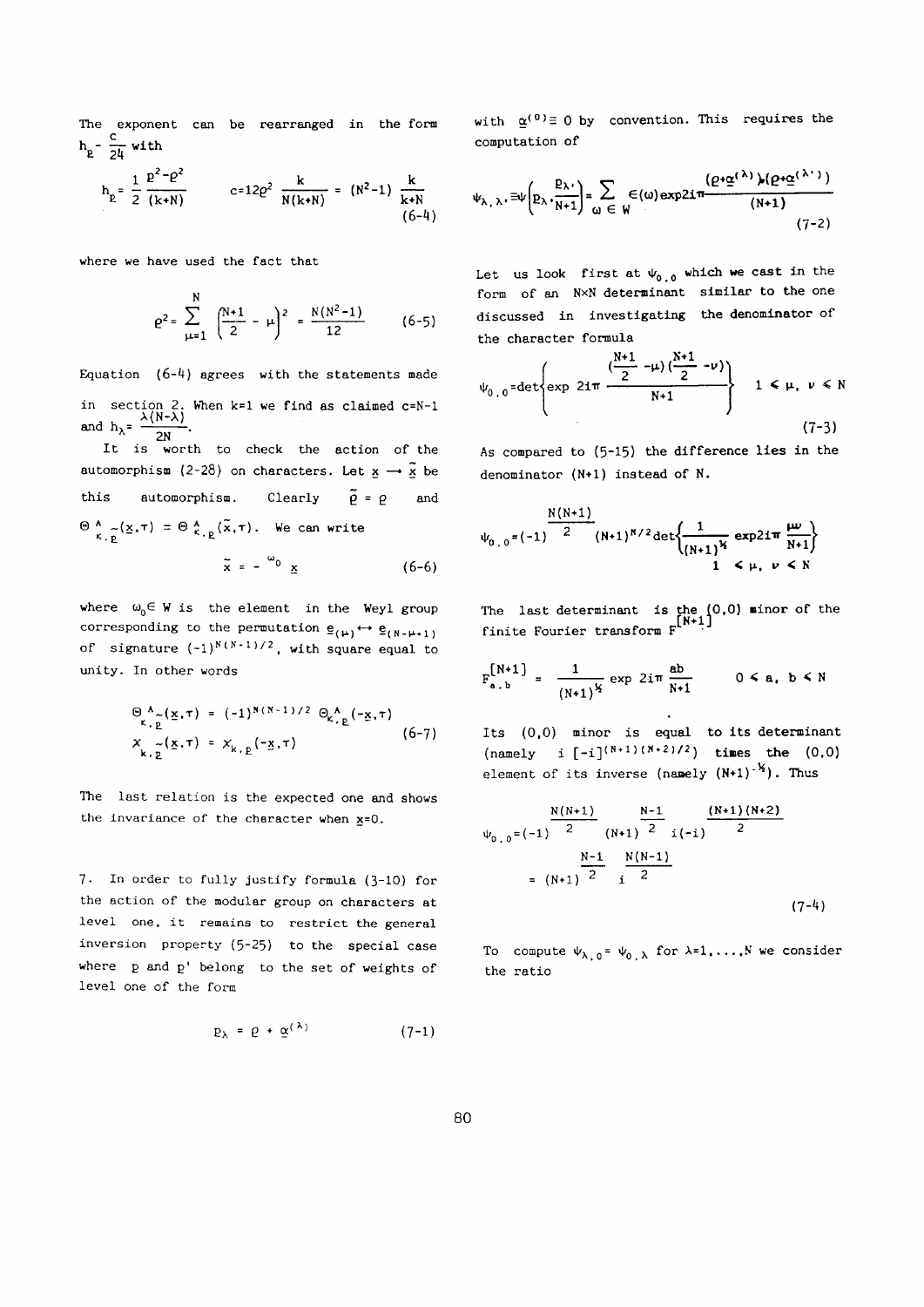The exponent can be rearranged in the form $h_{\underline{\rho}} - \frac{c}{24}$ with

$$h_{\underline{\rho}} = \frac{1}{2}\frac{\underline{\rho}^2 - \rho^2}{(k+N)} \qquad c = 12\rho^2 \frac{k}{N(k+N)} = (N^2-1)\frac{k}{k+N} \tag{6-4}$$

where we have used the fact that

$$\rho^2 = \sum_{\mu=1}^{N}\left(\frac{N+1}{2} - \mu\right)^2 = \frac{N(N^2-1)}{12} \tag{6-5}$$

Equation (6-4) agrees with the statements made in section 2. When k=1 we find as claimed $c=N-1$ and $h_\lambda = \frac{\lambda(N-\lambda)}{2N}$.

It is worth to check the action of the automorphism (2-28) on characters. Let $\underline{x} \to \tilde{\underline{x}}$ be this automorphism. Clearly $\tilde{\underline{\rho}} = \underline{\rho}$ and $\Theta^{\wedge}_{\kappa,\tilde{\underline{\rho}}}(\underline{x},\tau) = \Theta^{\wedge}_{\kappa,\underline{\rho}}(\tilde{\underline{x}},\tau)$. We can write

$$\tilde{\underline{x}} = - {}^{\omega_0}\underline{x} \tag{6-6}$$

where $\omega_0 \in W$ is the element in the Weyl group corresponding to the permutation $\underline{e}_{(\mu)} \leftrightarrow \underline{e}_{(N-\mu+1)}$ of signature $(-1)^{N(N-1)/2}$, with square equal to unity. In other words

$$\begin{aligned}\Theta^{\wedge}_{\kappa,\tilde{\underline{\rho}}}(\underline{x},\tau) &= (-1)^{N(N-1)/2}\,\Theta^{\wedge}_{\kappa,\underline{\rho}}(-\underline{x},\tau)\\ \chi_{\kappa,\tilde{\underline{\rho}}}(\underline{x},\tau) &= \chi_{\kappa,\underline{\rho}}(-\underline{x},\tau)\end{aligned} \tag{6-7}$$

The last relation is the expected one and shows the invariance of the character when $\underline{x}=0$.

7. In order to fully justify formula (3-10) for the action of the modular group on characters at level one, it remains to restrict the general inversion property (5-25) to the special case where $\underline{\rho}$ and $\underline{\rho}'$ belong to the set of weights of level one of the form

$$\underline{\rho}_\lambda = \underline{\rho} + \underline{\alpha}^{(\lambda)} \tag{7-1}$$

with $\underline{\alpha}^{(0)} \equiv 0$ by convention. This requires the computation of

$$\psi_{\lambda,\lambda'} \equiv \psi\left(\underline{\rho}_\lambda, \frac{\underline{\rho}_{\lambda'}}{N+1}\right) = \sum_{\omega \in W} \epsilon(\omega)\exp 2i\pi\frac{(\underline{\rho}+\underline{\alpha}^{(\lambda)})\cdot{}^{\omega}(\underline{\rho}+\underline{\alpha}^{(\lambda')})}{(N+1)} \tag{7-2}$$

Let us look first at $\psi_{0,0}$ which we cast in the form of an N×N determinant similar to the one discussed in investigating the denominator of the character formula

$$\psi_{0,0} = \det\left\{\exp 2i\pi\frac{(\frac{N+1}{2}-\mu)(\frac{N+1}{2}-\nu)}{N+1}\right\} \qquad 1 \leq \mu,\ \nu \leq N \tag{7-3}$$

As compared to (5-15) the difference lies in the denominator (N+1) instead of N.

$$\psi_{0,0} = (-1)^{\frac{N(N+1)}{2}}(N+1)^{N/2}\det\left\{\frac{1}{(N+1)^{\frac{1}{2}}}\exp 2i\pi\frac{\mu\nu}{N+1}\right\}_{1 \leq \mu,\ \nu \leq N}$$

The last determinant is the (0,0) minor of the finite Fourier transform $F^{[N+1]}$

$$F^{[N+1]}_{a,b} = \frac{1}{(N+1)^{\frac{1}{2}}}\exp 2i\pi\frac{ab}{N+1} \qquad 0 \leq a,\ b \leq N$$

Its (0,0) minor is equal to its determinant (namely $i\,[-i]^{(N+1)(N+2)/2}$) times the (0,0) element of its inverse (namely $(N+1)^{-\frac{1}{2}}$). Thus

$$\begin{aligned}\psi_{0,0} &= (-1)^{\frac{N(N+1)}{2}}(N+1)^{\frac{N-1}{2}}\,i(-i)^{\frac{(N+1)(N+2)}{2}}\\ &= (N+1)^{\frac{N-1}{2}}\,i^{\frac{N(N-1)}{2}}\end{aligned} \tag{7-4}$$

To compute $\psi_{\lambda,0} = \psi_{0,\lambda}$ for $\lambda=1,\ldots,N$ we consider the ratio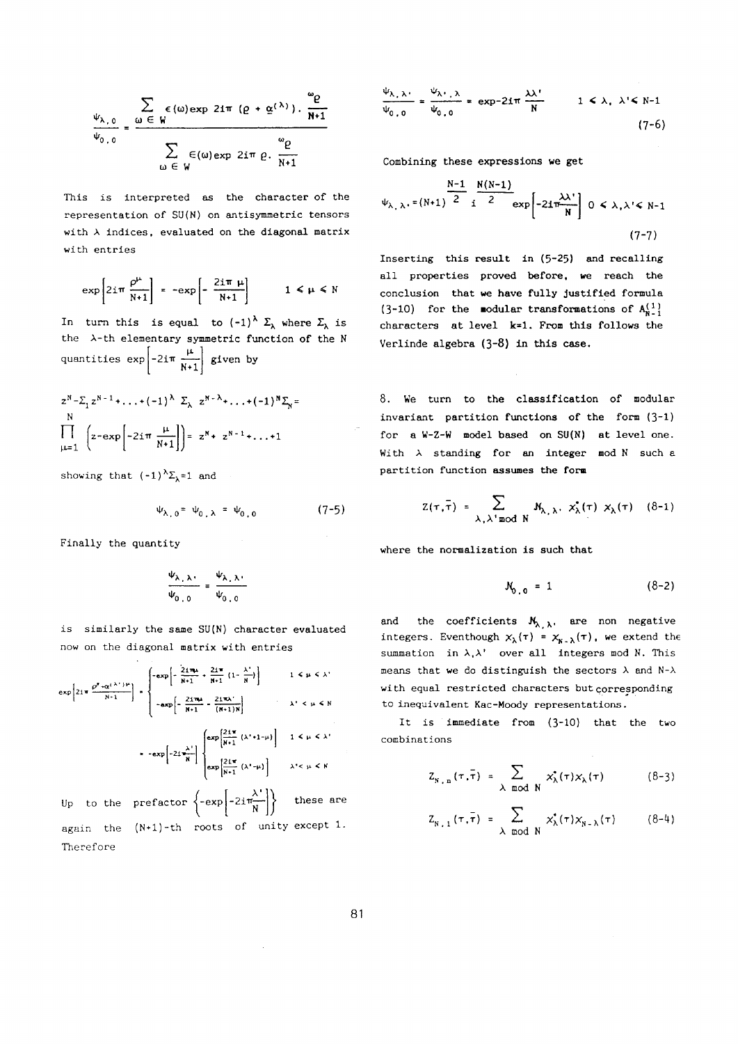$$\frac{\psi_{\lambda,0}}{\psi_{0,0}} = \frac{\sum_{\omega \in W} \epsilon(\omega)\exp 2i\pi\,(\rho + \underline{\alpha}^{(\lambda)}) \cdot \frac{\omega_\rho}{N+1}}{\sum_{\omega \in W} \epsilon(\omega)\exp 2i\pi\,\rho \cdot \frac{\omega_\rho}{N+1}}$$

This is interpreted as the character of the representation of SU(N) on antisymmetric tensors with $\lambda$ indices, evaluated on the diagonal matrix with entries

$$\exp\left[2i\pi\frac{\rho^\mu}{N+1}\right] = -\exp\left[-\frac{2i\pi\,\mu}{N+1}\right] \qquad 1 \leqslant \mu \leqslant N$$

In turn this is equal to $(-1)^\lambda\, \Sigma_\lambda$ where $\Sigma_\lambda$ is the $\lambda$-th elementary symmetric function of the N quantities $\exp\left[-2i\pi\frac{\mu}{N+1}\right]$ given by

$$z^N - \Sigma_1 z^{N-1} + \ldots + (-1)^\lambda\, \Sigma_\lambda\, z^{N-\lambda} + \ldots + (-1)^N \Sigma_N =$$
$$\prod_{\mu=1}^{N}\left(z - \exp\left[-2i\pi\frac{\mu}{N+1}\right]\right) = z^N + z^{N-1} + \ldots + 1$$

showing that $(-1)^\lambda \Sigma_\lambda = 1$ and

$$\psi_{\lambda,0} = \psi_{0,\lambda} = \psi_{0,0} \tag{7-5}$$

Finally the quantity

$$\frac{\psi_{\lambda,\lambda'}}{\psi_{0,0}} = \frac{\psi_{\lambda,\lambda'}}{\psi_{0,0}}$$

is similarly the same SU(N) character evaluated now on the diagonal matrix with entries

$$\exp\left[2i\pi\frac{\rho^\mu + \alpha^{(\lambda')\mu}}{N+1}\right] = \begin{cases} -\exp\left[-\frac{2i\pi\mu}{N+1} + \frac{2i\pi}{N+1}\left(1 - \frac{\lambda'}{N}\right)\right] & 1 \leqslant \mu \leqslant \lambda' \\ -\exp\left[-\frac{2i\pi\mu}{N+1} - \frac{2i\pi\lambda'}{(N+1)N}\right] & \lambda' < \mu \leqslant N \end{cases}$$

$$= -\exp\left[-2i\pi\frac{\lambda'}{N}\right] \begin{cases} \exp\left[\frac{2i\pi}{N+1}(\lambda'+1-\mu)\right] & 1 \leqslant \mu \leqslant \lambda' \\ \exp\left[\frac{2i\pi}{N+1}(\lambda'-\mu)\right] & \lambda' < \mu \leqslant N \end{cases}$$

Up to the prefactor $\left\{-\exp\left[-2i\pi\frac{\lambda'}{N}\right]\right\}$ these are again the (N+1)-th roots of unity except 1. Therefore

$$\frac{\psi_{\lambda,\lambda'}}{\psi_{0,0}} = \frac{\psi_{\lambda',\lambda}}{\psi_{0,0}} = \exp -2i\pi\frac{\lambda\lambda'}{N} \qquad 1 \leqslant \lambda,\ \lambda' \leqslant N-1 \tag{7-6}$$

Combining these expressions we get

$$\psi_{\lambda,\lambda'} = (N+1)^{\frac{N-1}{2}}\, i^{\frac{N(N-1)}{2}} \exp\left[-2i\pi\frac{\lambda\lambda'}{N}\right] \quad 0 \leqslant \lambda,\lambda' \leqslant N-1 \tag{7-7}$$

Inserting this result in (5-25) and recalling all properties proved before, we reach the conclusion that we have fully justified formula (3-10) for the modular transformations of $A^{(1)}_{N-1}$ characters at level k=1. From this follows the Verlinde algebra (3-8) in this case.

8. We turn to the classification of modular invariant partition functions of the form (3-1) for a W-Z-W model based on SU(N) at level one. With $\lambda$ standing for an integer mod N such a partition function assumes the form

$$Z(\tau,\bar\tau) = \sum_{\lambda,\lambda' \bmod N} \mathcal{N}_{\lambda,\lambda'}\, \chi^*_\lambda(\tau)\, \chi_\lambda(\tau) \tag{8-1}$$

where the normalization is such that

$$\mathcal{N}_{0,0} = 1 \tag{8-2}$$

and the coefficients $\mathcal{N}_{\lambda,\lambda'}$ are non negative integers. Eventhough $\chi_\lambda(\tau) = \chi_{N-\lambda}(\tau)$, we extend the summation in $\lambda,\lambda'$ over all integers mod N. This means that we do distinguish the sectors $\lambda$ and $N-\lambda$ with equal restricted characters but corresponding to inequivalent Kac-Moody representations.

It is immediate from (3-10) that the two combinations

$$Z_{N,0}(\tau,\bar\tau) = \sum_{\lambda \bmod N} \chi^*_\lambda(\tau)\chi_\lambda(\tau) \tag{8-3}$$

$$Z_{N,1}(\tau,\bar\tau) = \sum_{\lambda \bmod N} \chi^*_\lambda(\tau)\chi_{N-\lambda}(\tau) \tag{8-4}$$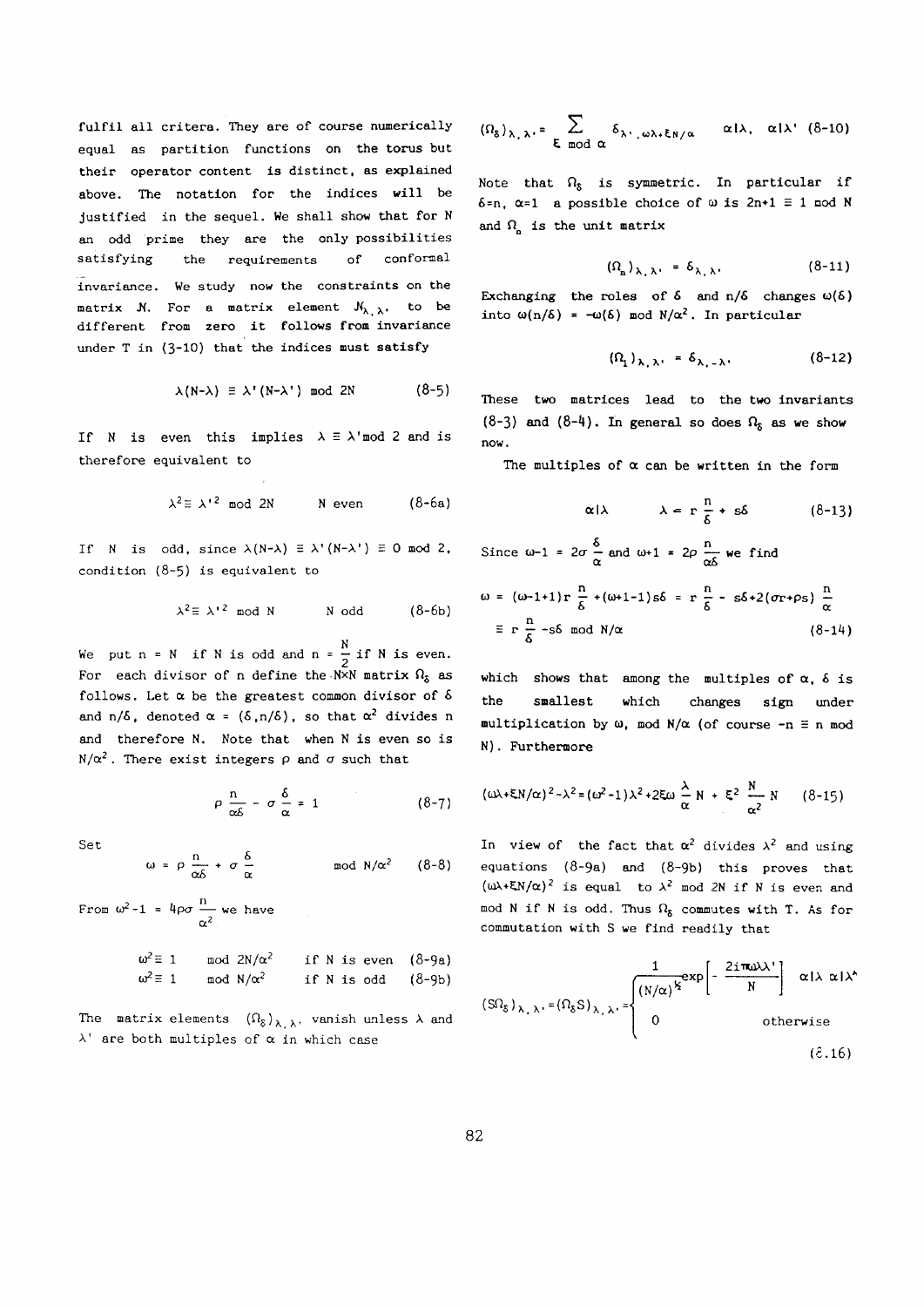fulfil all critera. They are of course numerically equal as partition functions on the torus but their operator content is distinct, as explained above. The notation for the indices will be justified in the sequel. We shall show that for N an odd prime they are the only possibilities satisfying the requirements of conformal invariance. We study now the constraints on the matrix $\mathcal{N}$. For a matrix element $\mathcal{N}_{\lambda,\lambda'}$ to be different from zero it follows from invariance under T in (3-10) that the indices must satisfy

$$\lambda(N-\lambda) \equiv \lambda'(N-\lambda') \bmod 2N \qquad (8\text{-}5)$$

If N is even this implies $\lambda \equiv \lambda' \bmod 2$ and is therefore equivalent to

$$\lambda^2 \equiv \lambda'^2 \bmod 2N \qquad N \text{ even} \qquad (8\text{-}6a)$$

If N is odd, since $\lambda(N-\lambda) \equiv \lambda'(N-\lambda') \equiv 0 \bmod 2$, condition (8-5) is equivalent to

$$\lambda^2 \equiv \lambda'^2 \bmod N \qquad N \text{ odd} \qquad (8\text{-}6b)$$

We put $n = N$ if N is odd and $n = \frac{N}{2}$ if N is even. For each divisor of n define the N×N matrix $\Omega_\delta$ as follows. Let $\alpha$ be the greatest common divisor of $\delta$ and $n/\delta$, denoted $\alpha = (\delta, n/\delta)$, so that $\alpha^2$ divides n and therefore N. Note that when N is even so is $N/\alpha^2$. There exist integers $\rho$ and $\sigma$ such that

$$\rho\,\frac{n}{\alpha\delta} - \sigma\,\frac{\delta}{\alpha} = 1 \qquad (8\text{-}7)$$

Set

$$\omega = \rho\,\frac{n}{\alpha\delta} + \sigma\,\frac{\delta}{\alpha} \qquad \bmod N/\alpha^2 \qquad (8\text{-}8)$$

From $\omega^2 - 1 = 4\rho\sigma\,\frac{n}{\alpha^2}$ we have

$$\omega^2 \equiv 1 \quad \bmod 2N/\alpha^2 \quad \text{if N is even} \quad (8\text{-}9a)$$

$$\omega^2 \equiv 1 \quad \bmod N/\alpha^2 \quad \text{if N is odd} \quad (8\text{-}9b)$$

The matrix elements $(\Omega_\delta)_{\lambda,\lambda'}$ vanish unless $\lambda$ and $\lambda'$ are both multiples of $\alpha$ in which case

$$(\Omega_\delta)_{\lambda,\lambda'} = \sum_{\xi \bmod \alpha} \delta_{\lambda',\omega\lambda+\xi N/\alpha} \qquad \alpha|\lambda,\ \alpha|\lambda' \quad (8\text{-}10)$$

Note that $\Omega_\delta$ is symmetric. In particular if $\delta = n$, $\alpha = 1$ a possible choice of $\omega$ is $2n+1 \equiv 1 \bmod N$ and $\Omega_n$ is the unit matrix

$$(\Omega_n)_{\lambda,\lambda'} = \delta_{\lambda,\lambda'} \qquad (8\text{-}11)$$

Exchanging the roles of $\delta$ and $n/\delta$ changes $\omega(\delta)$ into $\omega(n/\delta) = -\omega(\delta) \bmod N/\alpha^2$. In particular

$$(\Omega_1)_{\lambda,\lambda'} = \delta_{\lambda,-\lambda'} \qquad (8\text{-}12)$$

These two matrices lead to the two invariants (8-3) and (8-4). In general so does $\Omega_\delta$ as we show now.

The multiples of $\alpha$ can be written in the form

$$\alpha|\lambda \qquad \lambda = r\,\frac{n}{\delta} + s\delta \qquad (8\text{-}13)$$

Since $\omega - 1 = 2\sigma\,\frac{\delta}{\alpha}$ and $\omega + 1 = 2\rho\,\frac{n}{\alpha\delta}$ we find

$$\begin{aligned}\omega &= (\omega-1+1)r\,\frac{n}{\delta} + (\omega+1-1)s\delta = r\,\frac{n}{\delta} - s\delta + 2(\sigma r + \rho s)\,\frac{n}{\alpha} \\ &\equiv r\,\frac{n}{\delta} - s\delta \bmod N/\alpha\end{aligned} \qquad (8\text{-}14)$$

which shows that among the multiples of $\alpha$, $\delta$ is the smallest which changes sign under multiplication by $\omega$, mod $N/\alpha$ (of course $-n \equiv n \bmod N$). Furthermore

$$(\omega\lambda + \xi N/\alpha)^2 - \lambda^2 = (\omega^2-1)\lambda^2 + 2\xi\omega\,\frac{\lambda}{\alpha}\,N + \xi^2\,\frac{N}{\alpha^2}\,N \qquad (8\text{-}15)$$

In view of the fact that $\alpha^2$ divides $\lambda^2$ and using equations (8-9a) and (8-9b) this proves that $(\omega\lambda + \xi N/\alpha)^2$ is equal to $\lambda^2$ mod 2N if N is even and mod N if N is odd. Thus $\Omega_\delta$ commutes with T. As for commutation with S we find readily that

$$(S\Omega_\delta)_{\lambda,\lambda'} = (\Omega_\delta S)_{\lambda,\lambda'} = \begin{cases} \dfrac{1}{(N/\alpha)^{1/2}} \exp\left[-\dfrac{2i\pi\omega\lambda\lambda'}{N}\right] & \alpha|\lambda\ \alpha|\lambda' \\ 0 & \text{otherwise} \end{cases} \qquad (8\text{-}16)$$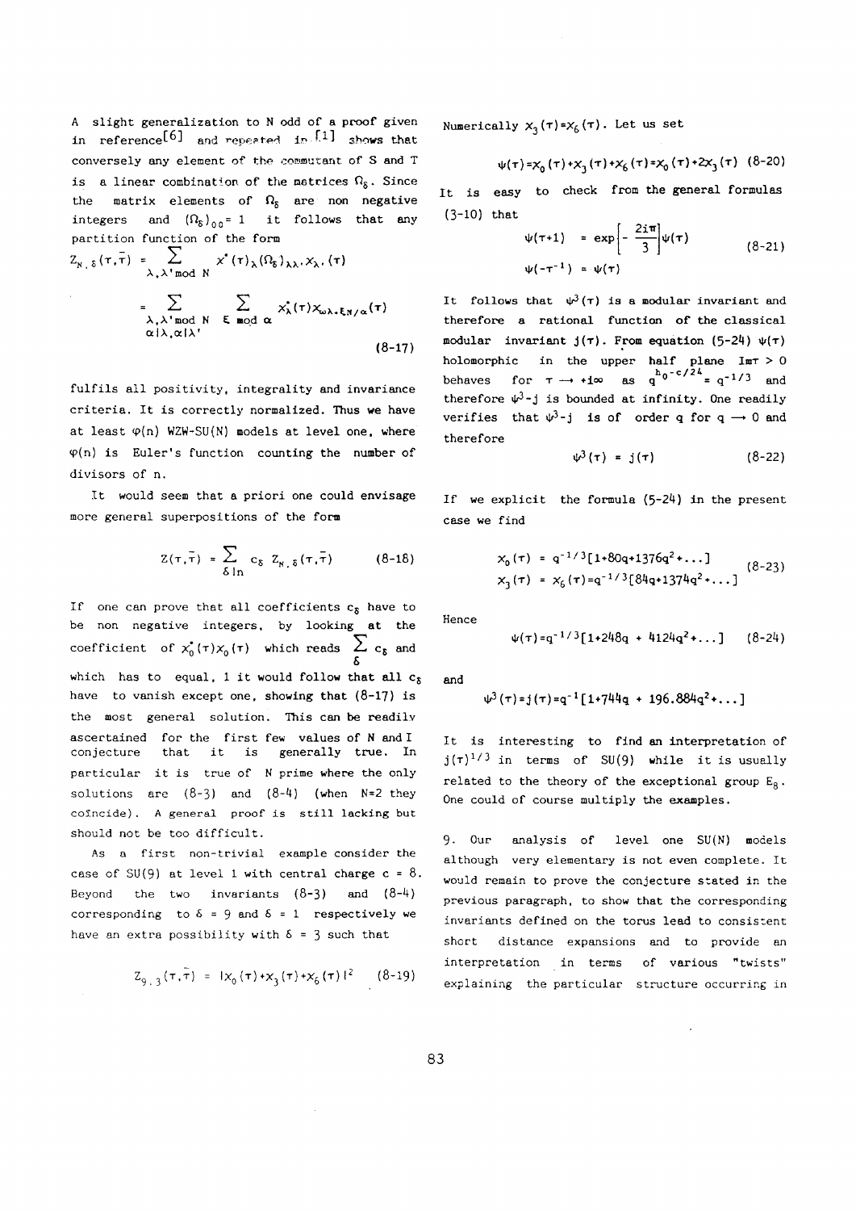A slight generalization to N odd of a proof given in reference[6] and repeated in [1] shows that conversely any element of the commutant of S and T is a linear combination of the matrices $\Omega_\delta$. Since the matrix elements of $\Omega_\delta$ are non negative integers and $(\Omega_\delta)_{00} = 1$ it follows that any partition function of the form

$$Z_{N,\delta}(\tau,\bar\tau) = \sum_{\lambda,\lambda' \bmod N} \chi^*(\tau)_\lambda (\Omega_\delta)_{\lambda\lambda'} \chi_{\lambda'}(\tau)$$

$$= \sum_{\substack{\lambda,\lambda' \bmod N \\ \alpha|\lambda,\alpha|\lambda'}} \sum_{\xi \bmod \alpha} \chi^*_\lambda(\tau)\chi_{\omega\lambda+\xi N/\alpha}(\tau) \tag{8-17}$$

fulfils all positivity, integrality and invariance criteria. It is correctly normalized. Thus we have at least $\varphi(n)$ WZW-SU(N) models at level one, where $\varphi(n)$ is Euler's function counting the number of divisors of n.

It would seem that a priori one could envisage more general superpositions of the form

$$Z(\tau,\bar\tau) = \sum_{\delta | n} c_\delta \, Z_{N,\delta}(\tau,\bar\tau) \tag{8-18}$$

If one can prove that all coefficients $c_\delta$ have to be non negative integers, by looking at the coefficient of $\chi_0^*(\tau)\chi_0(\tau)$ which reads $\sum_\delta c_\delta$ and which has to equal, 1 it would follow that all $c_\delta$ have to vanish except one, showing that (8-17) is the most general solution. This can be readily ascertained for the first few values of N and I conjecture that it is generally true. In particular it is true of N prime where the only solutions are (8-3) and (8-4) (when N=2 they coincide). A general proof is still lacking but should not be too difficult.

As a first non-trivial example consider the case of SU(9) at level 1 with central charge c = 8. Beyond the two invariants (8-3) and (8-4) corresponding to $\delta = 9$ and $\delta = 1$ respectively we have an extra possibility with $\delta = 3$ such that

$$Z_{9,3}(\tau,\bar\tau) = |\chi_0(\tau)+\chi_3(\tau)+\chi_6(\tau)|^2 \tag{8-19}$$

Numerically $\chi_3(\tau)=\chi_6(\tau)$. Let us set

$$\psi(\tau)=\chi_0(\tau)+\chi_3(\tau)+\chi_6(\tau)=\chi_0(\tau)+2\chi_3(\tau) \tag{8-20}$$

It is easy to check from the general formulas (3-10) that

$$\begin{aligned} \psi(\tau+1) &= \exp\left[-\frac{2i\pi}{3}\right]\psi(\tau) \\ \psi(-\tau^{-1}) &= \psi(\tau) \end{aligned} \tag{8-21}$$

It follows that $\psi^3(\tau)$ is a modular invariant and therefore a rational function of the classical modular invariant $j(\tau)$. From equation (5-24) $\psi(\tau)$ holomorphic in the upper half plane $\mathrm{Im}\tau > 0$ behaves for $\tau \to +i\infty$ as $q^{h_0-c/24} = q^{-1/3}$ and therefore $\psi^3 - j$ is bounded at infinity. One readily verifies that $\psi^3 - j$ is of order q for $q \to 0$ and therefore

$$\psi^3(\tau) = j(\tau) \tag{8-22}$$

If we explicit the formula (5-24) in the present case we find

$$\begin{aligned} \chi_0(\tau) &= q^{-1/3}[1+80q+1376q^2+\ldots] \\ \chi_3(\tau) &= \chi_6(\tau)=q^{-1/3}[84q+1374q^2+\ldots] \end{aligned} \tag{8-23}$$

Hence

$$\psi(\tau)=q^{-1/3}[1+248q + 4124q^2+\ldots] \tag{8-24}$$

and

$$\psi^3(\tau)=j(\tau)=q^{-1}[1+744q + 196.884q^2+\ldots]$$

It is interesting to find an interpretation of $j(\tau)^{1/3}$ in terms of SU(9) while it is usually related to the theory of the exceptional group $E_8$. One could of course multiply the examples.

9. Our analysis of level one SU(N) models although very elementary is not even complete. It would remain to prove the conjecture stated in the previous paragraph, to show that the corresponding invariants defined on the torus lead to consistent short distance expansions and to provide an interpretation in terms of various "twists" explaining the particular structure occurring in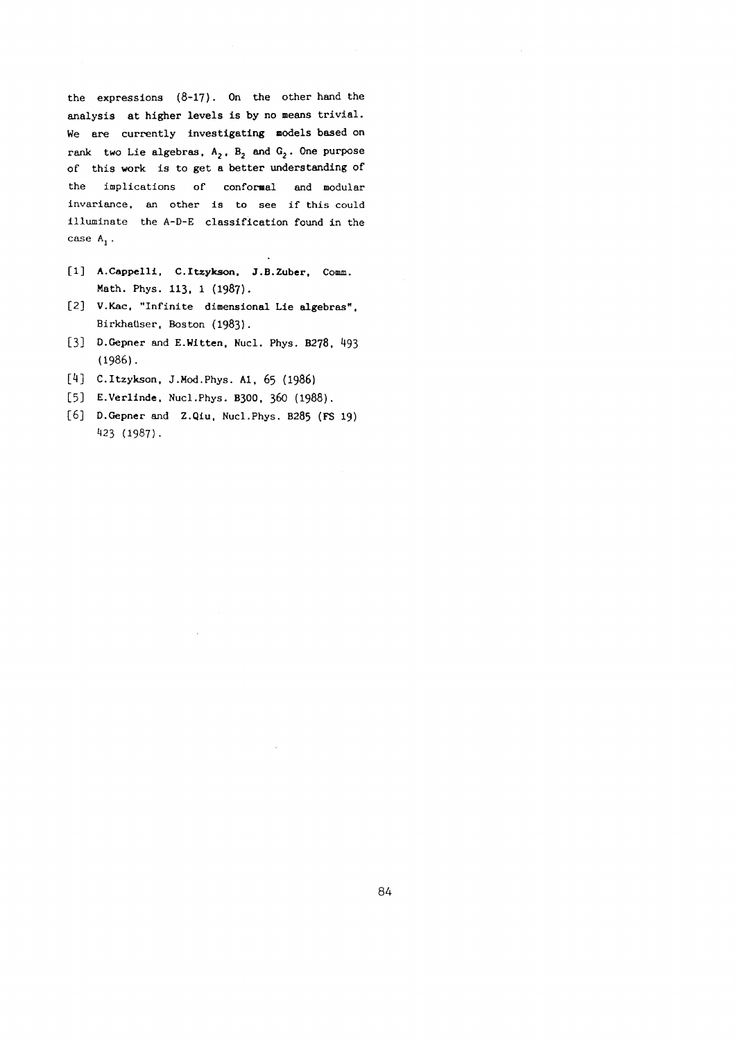the expressions (8-17). On the other hand the analysis at higher levels is by no means trivial. We are currently investigating models based on rank two Lie algebras, $A_2$, $B_2$ and $G_2$. One purpose of this work is to get a better understanding of the implications of conformal and modular invariance, an other is to see if this could illuminate the A-D-E classification found in the case $A_1$.

[1] A.Cappelli, C.Itzykson, J.B.Zuber, Comm. Math. Phys. 113, 1 (1987).

[2] V.Kac, "Infinite dimensional Lie algebras", Birkhaüser, Boston (1983).

[3] D.Gepner and E.Witten, Nucl. Phys. B278, 493 (1986).

[4] C.Itzykson, J.Mod.Phys. A1, 65 (1986)

[5] E.Verlinde, Nucl.Phys. B300, 360 (1988).

[6] D.Gepner and Z.Qiu, Nucl.Phys. B285 (FS 19) 423 (1987).